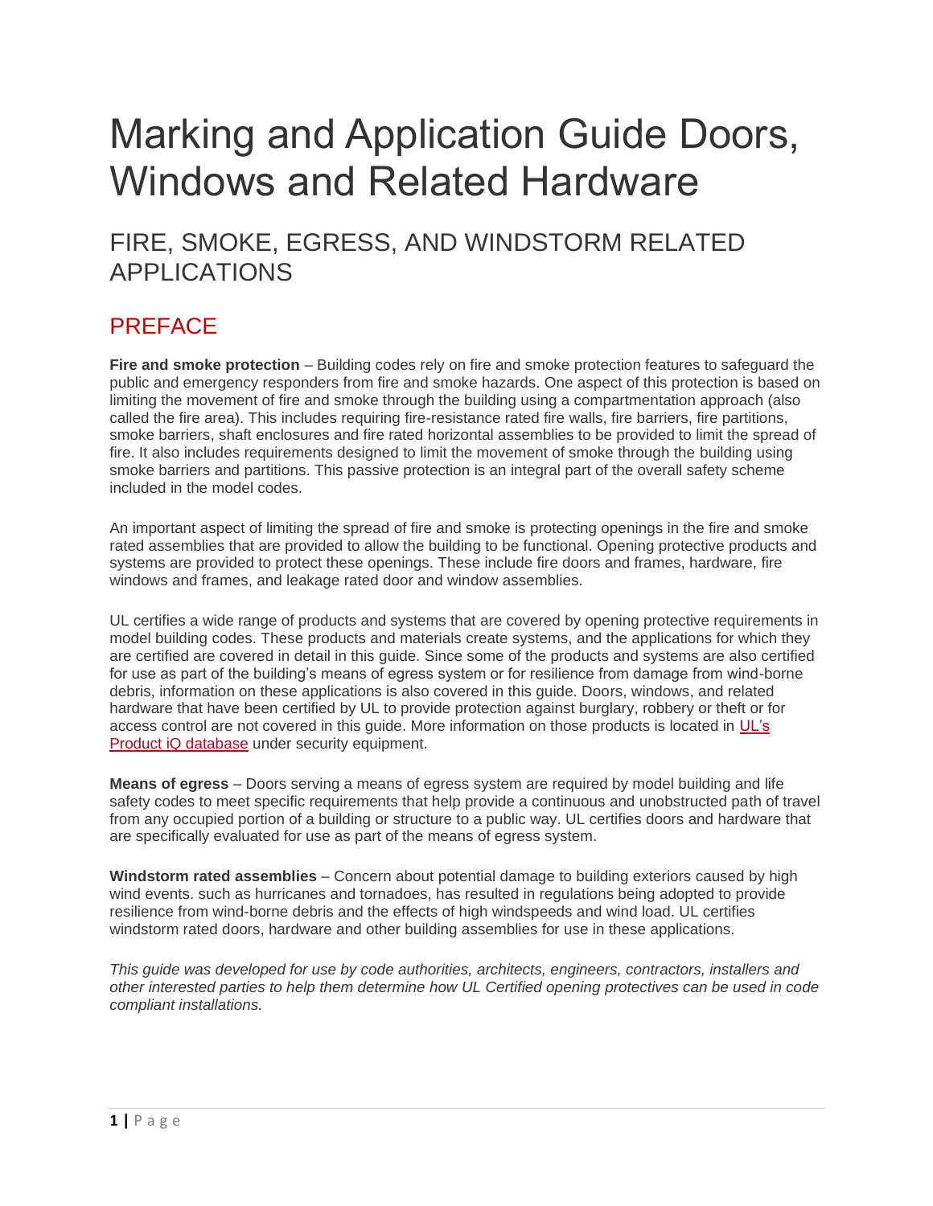# Marking and Application Guide Doors, Windows and Related Hardware

## FIRE, SMOKE, EGRESS, AND WINDSTORM RELATED APPLICATIONS

## PREFACE

**Fire and smoke protection** – Building codes rely on fire and smoke protection features to safeguard the public and emergency responders from fire and smoke hazards. One aspect of this protection is based on limiting the movement of fire and smoke through the building using a compartmentation approach (also called the fire area). This includes requiring fire-resistance rated fire walls, fire barriers, fire partitions, smoke barriers, shaft enclosures and fire rated horizontal assemblies to be provided to limit the spread of fire. It also includes requirements designed to limit the movement of smoke through the building using smoke barriers and partitions. This passive protection is an integral part of the overall safety scheme included in the model codes.

An important aspect of limiting the spread of fire and smoke is protecting openings in the fire and smoke rated assemblies that are provided to allow the building to be functional. Opening protective products and systems are provided to protect these openings. These include fire doors and frames, hardware, fire windows and frames, and leakage rated door and window assemblies.

UL certifies a wide range of products and systems that are covered by opening protective requirements in model building codes. These products and materials create systems, and the applications for which they are certified are covered in detail in this guide. Since some of the products and systems are also certified for use as part of the building's means of egress system or for resilience from damage from wind-borne debris, information on these applications is also covered in this guide. Doors, windows, and related hardware that have been certified by UL to provide protection against burglary, robbery or theft or for access control are not covered in this guide. More information on those products is located in UL's Product iQ database under security equipment.

**Means of egress** – Doors serving a means of egress system are required by model building and life safety codes to meet specific requirements that help provide a continuous and unobstructed path of travel from any occupied portion of a building or structure to a public way. UL certifies doors and hardware that are specifically evaluated for use as part of the means of egress system.

**Windstorm rated assemblies** – Concern about potential damage to building exteriors caused by high wind events. such as hurricanes and tornadoes, has resulted in regulations being adopted to provide resilience from wind-borne debris and the effects of high windspeeds and wind load. UL certifies windstorm rated doors, hardware and other building assemblies for use in these applications.

*This guide was developed for use by code authorities, architects, engineers, contractors, installers and other interested parties to help them determine how UL Certified opening protectives can be used in code compliant installations.*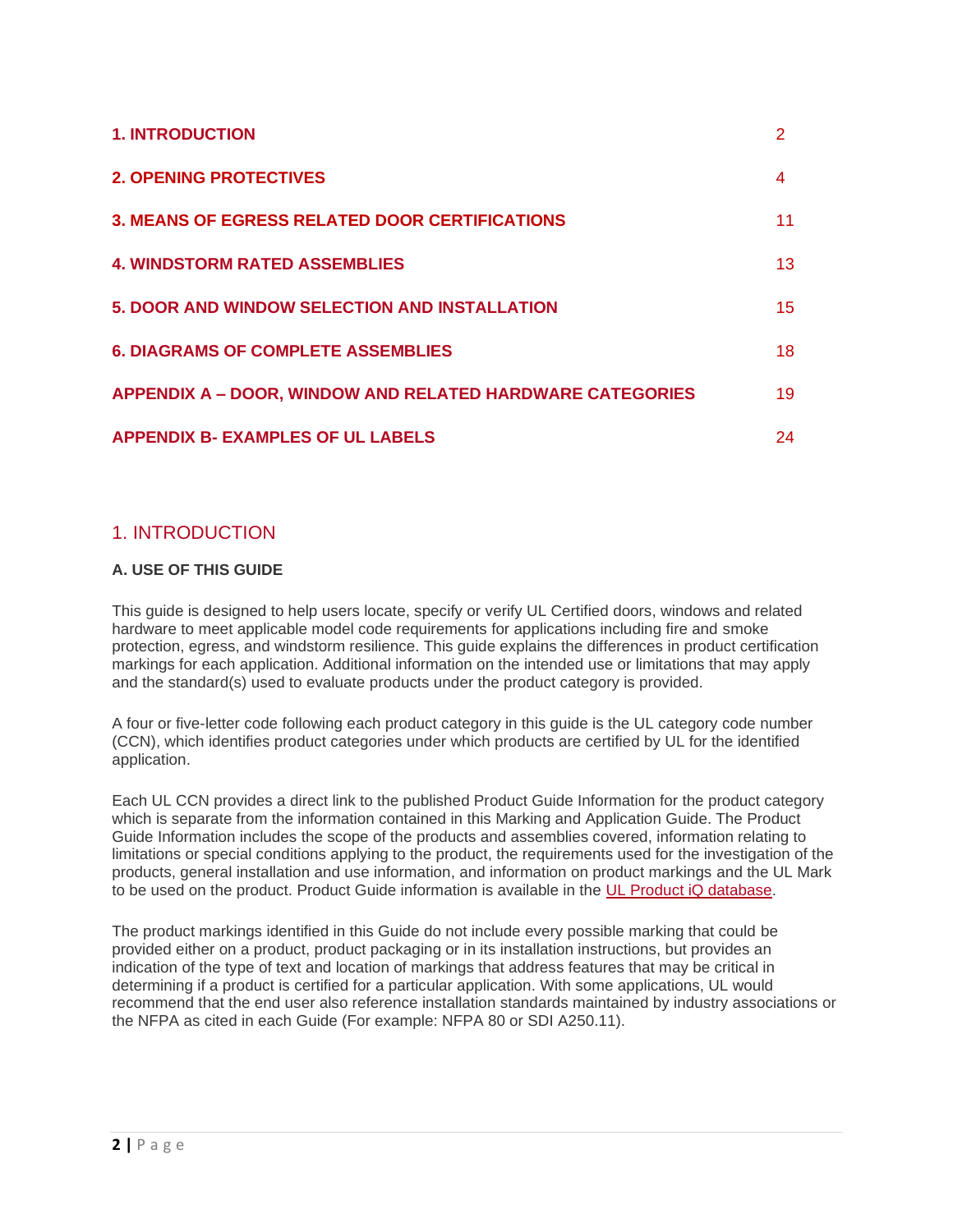| | |
|---|---|
| **1. INTRODUCTION** | 2 |
| **2. OPENING PROTECTIVES** | 4 |
| **3. MEANS OF EGRESS RELATED DOOR CERTIFICATIONS** | 11 |
| **4. WINDSTORM RATED ASSEMBLIES** | 13 |
| **5. DOOR AND WINDOW SELECTION AND INSTALLATION** | 15 |
| **6. DIAGRAMS OF COMPLETE ASSEMBLIES** | 18 |
| **APPENDIX A – DOOR, WINDOW AND RELATED HARDWARE CATEGORIES** | 19 |
| **APPENDIX B- EXAMPLES OF UL LABELS** | 24 |

# 1. INTRODUCTION

### A. USE OF THIS GUIDE

This guide is designed to help users locate, specify or verify UL Certified doors, windows and related hardware to meet applicable model code requirements for applications including fire and smoke protection, egress, and windstorm resilience. This guide explains the differences in product certification markings for each application. Additional information on the intended use or limitations that may apply and the standard(s) used to evaluate products under the product category is provided.

A four or five-letter code following each product category in this guide is the UL category code number (CCN), which identifies product categories under which products are certified by UL for the identified application.

Each UL CCN provides a direct link to the published Product Guide Information for the product category which is separate from the information contained in this Marking and Application Guide. The Product Guide Information includes the scope of the products and assemblies covered, information relating to limitations or special conditions applying to the product, the requirements used for the investigation of the products, general installation and use information, and information on product markings and the UL Mark to be used on the product. Product Guide information is available in the UL Product iQ database.

The product markings identified in this Guide do not include every possible marking that could be provided either on a product, product packaging or in its installation instructions, but provides an indication of the type of text and location of markings that address features that may be critical in determining if a product is certified for a particular application. With some applications, UL would recommend that the end user also reference installation standards maintained by industry associations or the NFPA as cited in each Guide (For example: NFPA 80 or SDI A250.11).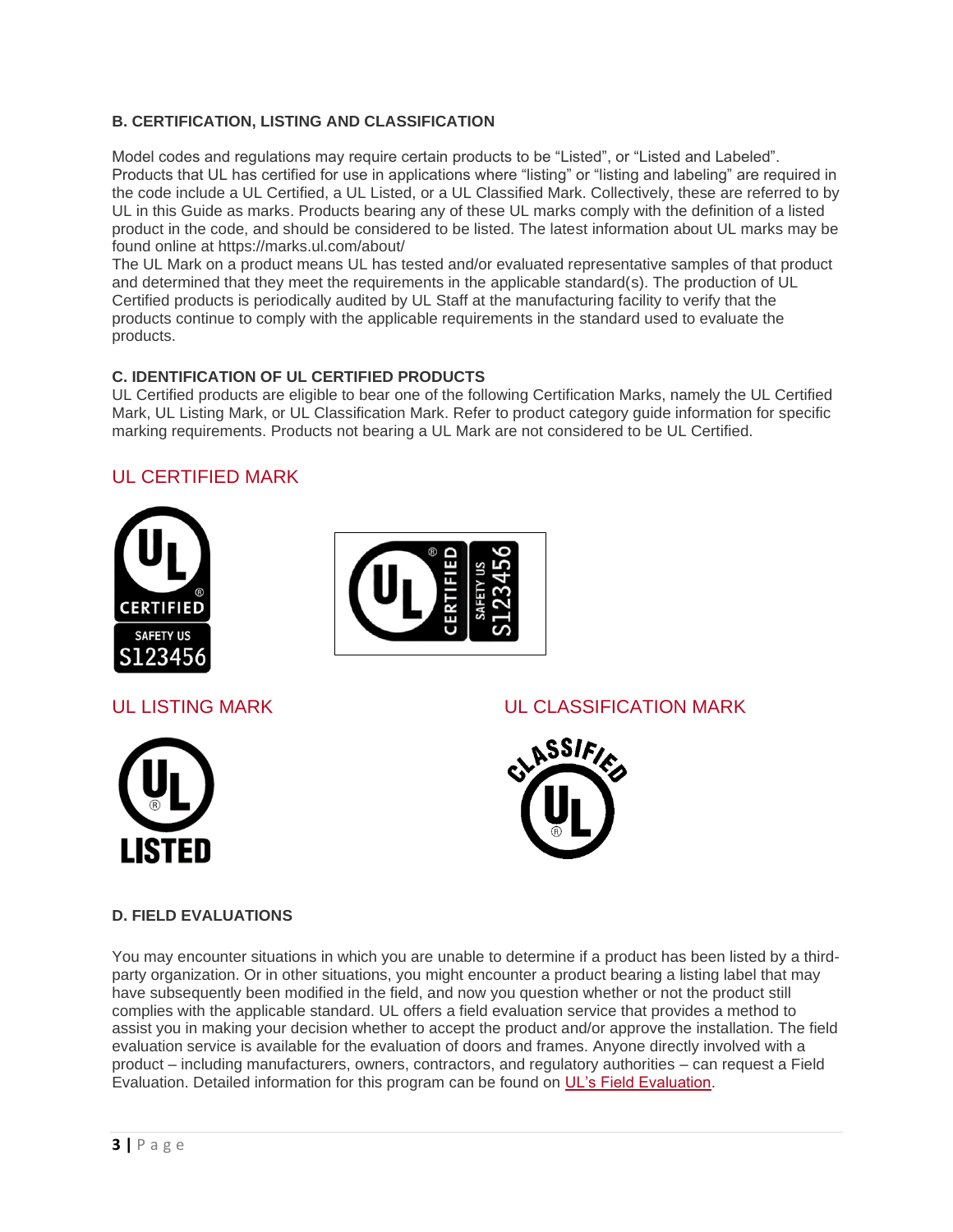### B. CERTIFICATION, LISTING AND CLASSIFICATION

Model codes and regulations may require certain products to be "Listed", or "Listed and Labeled". Products that UL has certified for use in applications where "listing" or "listing and labeling" are required in the code include a UL Certified, a UL Listed, or a UL Classified Mark. Collectively, these are referred to by UL in this Guide as marks. Products bearing any of these UL marks comply with the definition of a listed product in the code, and should be considered to be listed. The latest information about UL marks may be found online at https://marks.ul.com/about/

The UL Mark on a product means UL has tested and/or evaluated representative samples of that product and determined that they meet the requirements in the applicable standard(s). The production of UL Certified products is periodically audited by UL Staff at the manufacturing facility to verify that the products continue to comply with the applicable requirements in the standard used to evaluate the products.

### C. IDENTIFICATION OF UL CERTIFIED PRODUCTS

UL Certified products are eligible to bear one of the following Certification Marks, namely the UL Certified Mark, UL Listing Mark, or UL Classification Mark. Refer to product category guide information for specific marking requirements. Products not bearing a UL Mark are not considered to be UL Certified.

UL CERTIFIED MARK

UL LISTING MARK

UL CLASSIFICATION MARK

### D. FIELD EVALUATIONS

You may encounter situations in which you are unable to determine if a product has been listed by a third-party organization. Or in other situations, you might encounter a product bearing a listing label that may have subsequently been modified in the field, and now you question whether or not the product still complies with the applicable standard. UL offers a field evaluation service that provides a method to assist you in making your decision whether to accept the product and/or approve the installation. The field evaluation service is available for the evaluation of doors and frames. Anyone directly involved with a product – including manufacturers, owners, contractors, and regulatory authorities – can request a Field Evaluation. Detailed information for this program can be found on UL's Field Evaluation.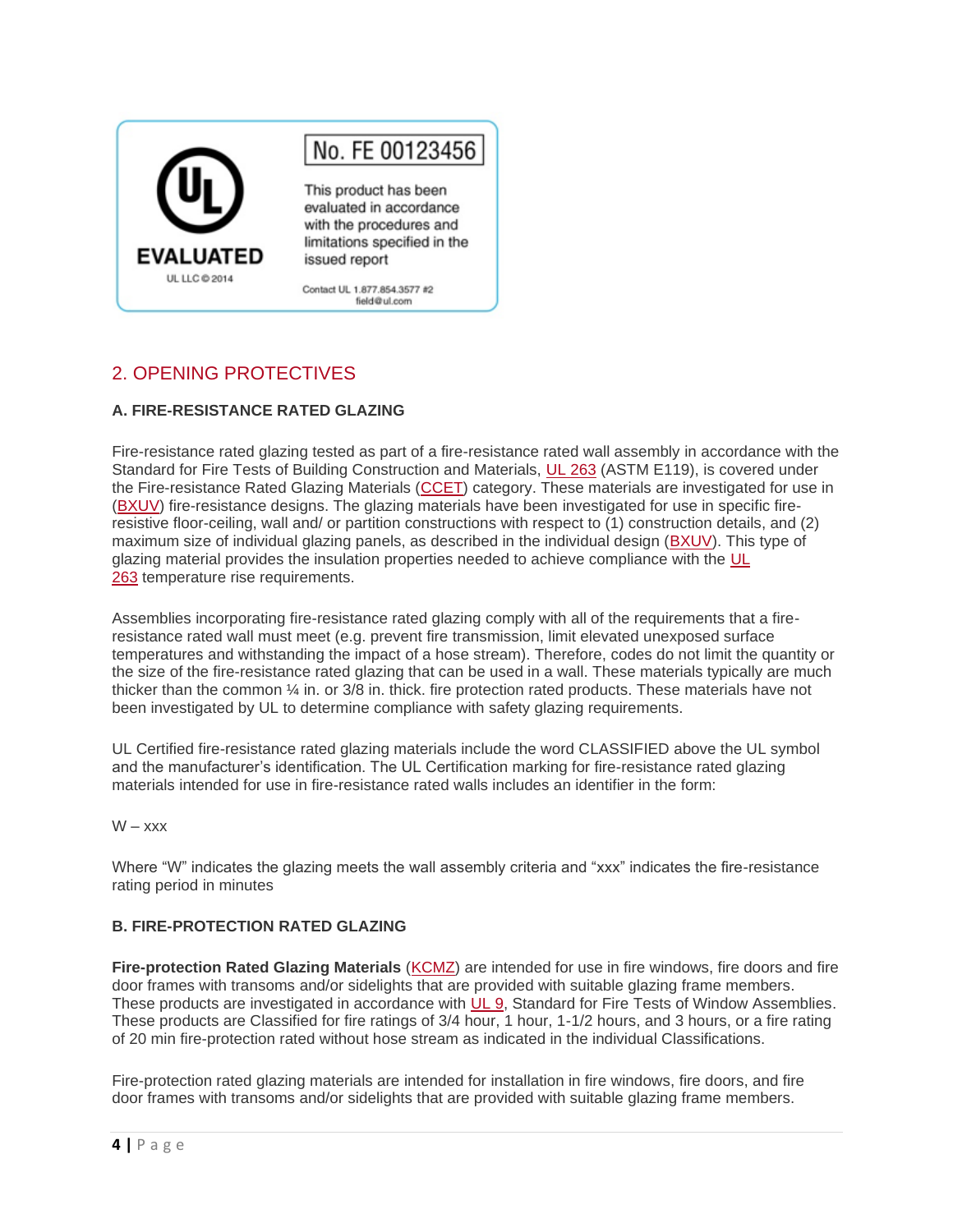## 2. OPENING PROTECTIVES

### A. FIRE-RESISTANCE RATED GLAZING

Fire-resistance rated glazing tested as part of a fire-resistance rated wall assembly in accordance with the Standard for Fire Tests of Building Construction and Materials, UL 263 (ASTM E119), is covered under the Fire-resistance Rated Glazing Materials (CCET) category. These materials are investigated for use in (BXUV) fire-resistance designs. The glazing materials have been investigated for use in specific fire-resistive floor-ceiling, wall and/ or partition constructions with respect to (1) construction details, and (2) maximum size of individual glazing panels, as described in the individual design (BXUV). This type of glazing material provides the insulation properties needed to achieve compliance with the UL 263 temperature rise requirements.

Assemblies incorporating fire-resistance rated glazing comply with all of the requirements that a fire-resistance rated wall must meet (e.g. prevent fire transmission, limit elevated unexposed surface temperatures and withstanding the impact of a hose stream). Therefore, codes do not limit the quantity or the size of the fire-resistance rated glazing that can be used in a wall. These materials typically are much thicker than the common ¼ in. or 3/8 in. thick. fire protection rated products. These materials have not been investigated by UL to determine compliance with safety glazing requirements.

UL Certified fire-resistance rated glazing materials include the word CLASSIFIED above the UL symbol and the manufacturer's identification. The UL Certification marking for fire-resistance rated glazing materials intended for use in fire-resistance rated walls includes an identifier in the form:

W – xxx

Where "W" indicates the glazing meets the wall assembly criteria and "xxx" indicates the fire-resistance rating period in minutes

### B. FIRE-PROTECTION RATED GLAZING

**Fire-protection Rated Glazing Materials** (KCMZ) are intended for use in fire windows, fire doors and fire door frames with transoms and/or sidelights that are provided with suitable glazing frame members. These products are investigated in accordance with UL 9, Standard for Fire Tests of Window Assemblies. These products are Classified for fire ratings of 3/4 hour, 1 hour, 1-1/2 hours, and 3 hours, or a fire rating of 20 min fire-protection rated without hose stream as indicated in the individual Classifications.

Fire-protection rated glazing materials are intended for installation in fire windows, fire doors, and fire door frames with transoms and/or sidelights that are provided with suitable glazing frame members.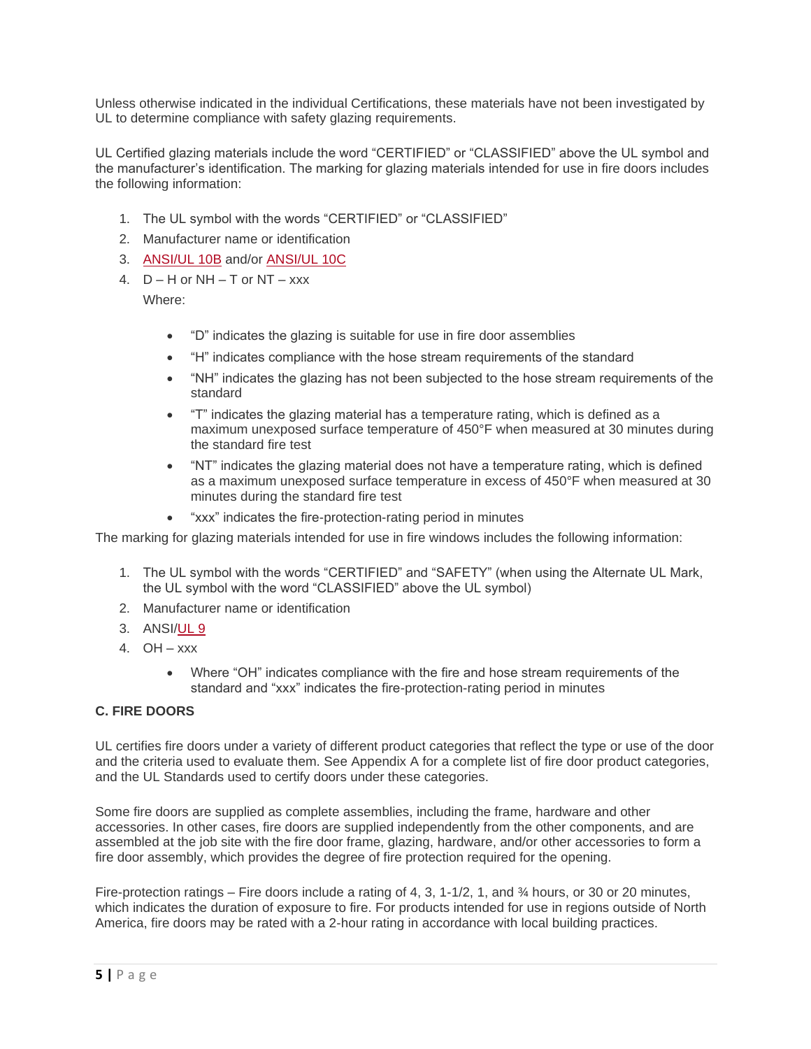Unless otherwise indicated in the individual Certifications, these materials have not been investigated by UL to determine compliance with safety glazing requirements.

UL Certified glazing materials include the word “CERTIFIED” or “CLASSIFIED” above the UL symbol and the manufacturer’s identification. The marking for glazing materials intended for use in fire doors includes the following information:

1. The UL symbol with the words “CERTIFIED” or “CLASSIFIED”
2. Manufacturer name or identification
3. ANSI/UL 10B and/or ANSI/UL 10C
4. D – H or NH – T or NT – xxx

   Where:

   - “D” indicates the glazing is suitable for use in fire door assemblies
   - “H” indicates compliance with the hose stream requirements of the standard
   - “NH” indicates the glazing has not been subjected to the hose stream requirements of the standard
   - “T” indicates the glazing material has a temperature rating, which is defined as a maximum unexposed surface temperature of 450°F when measured at 30 minutes during the standard fire test
   - “NT” indicates the glazing material does not have a temperature rating, which is defined as a maximum unexposed surface temperature in excess of 450°F when measured at 30 minutes during the standard fire test
   - “xxx” indicates the fire-protection-rating period in minutes

The marking for glazing materials intended for use in fire windows includes the following information:

1. The UL symbol with the words “CERTIFIED” and “SAFETY” (when using the Alternate UL Mark, the UL symbol with the word “CLASSIFIED” above the UL symbol)
2. Manufacturer name or identification
3. ANSI/UL 9
4. OH – xxx

   - Where “OH” indicates compliance with the fire and hose stream requirements of the standard and “xxx” indicates the fire-protection-rating period in minutes

### C. FIRE DOORS

UL certifies fire doors under a variety of different product categories that reflect the type or use of the door and the criteria used to evaluate them. See Appendix A for a complete list of fire door product categories, and the UL Standards used to certify doors under these categories.

Some fire doors are supplied as complete assemblies, including the frame, hardware and other accessories. In other cases, fire doors are supplied independently from the other components, and are assembled at the job site with the fire door frame, glazing, hardware, and/or other accessories to form a fire door assembly, which provides the degree of fire protection required for the opening.

Fire-protection ratings – Fire doors include a rating of 4, 3, 1-1/2, 1, and ¾ hours, or 30 or 20 minutes, which indicates the duration of exposure to fire. For products intended for use in regions outside of North America, fire doors may be rated with a 2-hour rating in accordance with local building practices.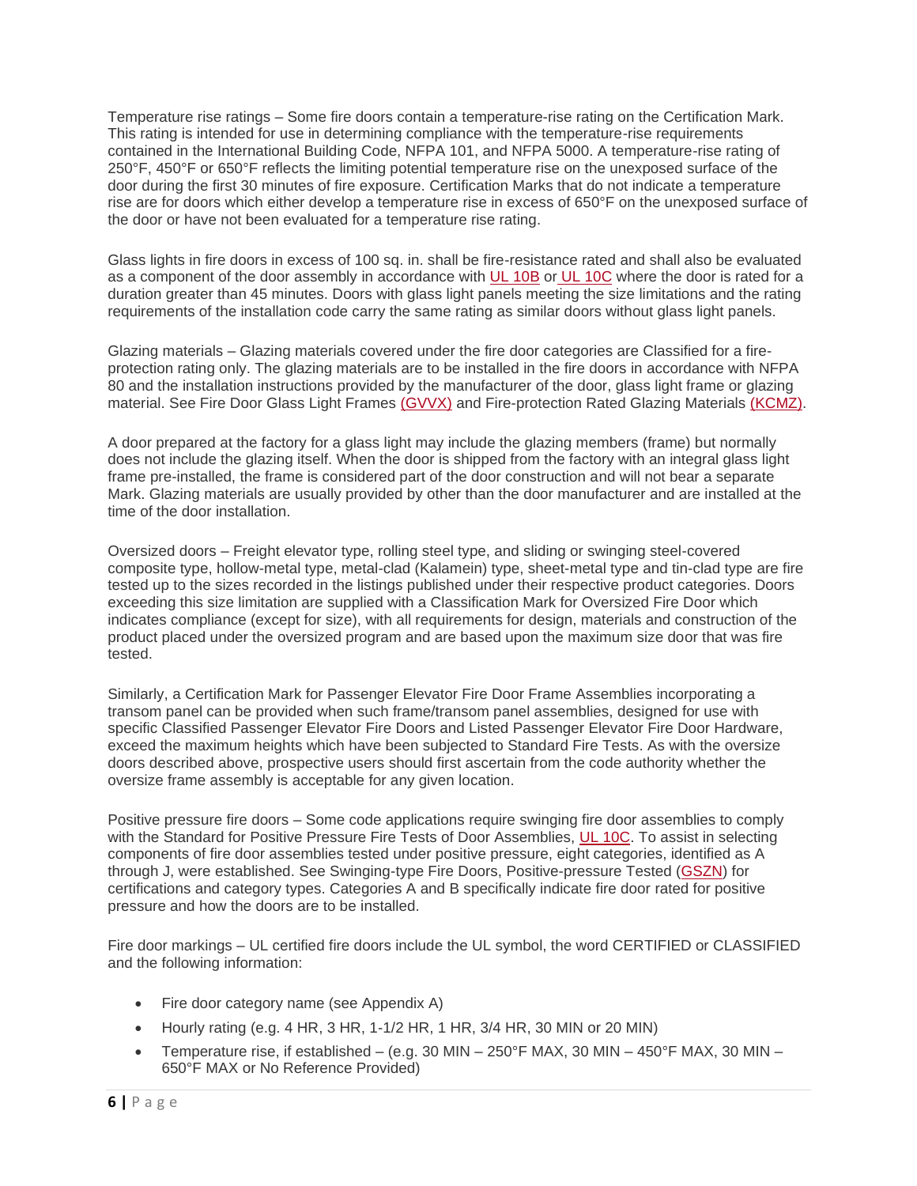Temperature rise ratings – Some fire doors contain a temperature-rise rating on the Certification Mark. This rating is intended for use in determining compliance with the temperature-rise requirements contained in the International Building Code, NFPA 101, and NFPA 5000. A temperature-rise rating of 250°F, 450°F or 650°F reflects the limiting potential temperature rise on the unexposed surface of the door during the first 30 minutes of fire exposure. Certification Marks that do not indicate a temperature rise are for doors which either develop a temperature rise in excess of 650°F on the unexposed surface of the door or have not been evaluated for a temperature rise rating.

Glass lights in fire doors in excess of 100 sq. in. shall be fire-resistance rated and shall also be evaluated as a component of the door assembly in accordance with UL 10B or UL 10C where the door is rated for a duration greater than 45 minutes. Doors with glass light panels meeting the size limitations and the rating requirements of the installation code carry the same rating as similar doors without glass light panels.

Glazing materials – Glazing materials covered under the fire door categories are Classified for a fire-protection rating only. The glazing materials are to be installed in the fire doors in accordance with NFPA 80 and the installation instructions provided by the manufacturer of the door, glass light frame or glazing material. See Fire Door Glass Light Frames (GVVX) and Fire-protection Rated Glazing Materials (KCMZ).

A door prepared at the factory for a glass light may include the glazing members (frame) but normally does not include the glazing itself. When the door is shipped from the factory with an integral glass light frame pre-installed, the frame is considered part of the door construction and will not bear a separate Mark. Glazing materials are usually provided by other than the door manufacturer and are installed at the time of the door installation.

Oversized doors – Freight elevator type, rolling steel type, and sliding or swinging steel-covered composite type, hollow-metal type, metal-clad (Kalamein) type, sheet-metal type and tin-clad type are fire tested up to the sizes recorded in the listings published under their respective product categories. Doors exceeding this size limitation are supplied with a Classification Mark for Oversized Fire Door which indicates compliance (except for size), with all requirements for design, materials and construction of the product placed under the oversized program and are based upon the maximum size door that was fire tested.

Similarly, a Certification Mark for Passenger Elevator Fire Door Frame Assemblies incorporating a transom panel can be provided when such frame/transom panel assemblies, designed for use with specific Classified Passenger Elevator Fire Doors and Listed Passenger Elevator Fire Door Hardware, exceed the maximum heights which have been subjected to Standard Fire Tests. As with the oversize doors described above, prospective users should first ascertain from the code authority whether the oversize frame assembly is acceptable for any given location.

Positive pressure fire doors – Some code applications require swinging fire door assemblies to comply with the Standard for Positive Pressure Fire Tests of Door Assemblies, UL 10C. To assist in selecting components of fire door assemblies tested under positive pressure, eight categories, identified as A through J, were established. See Swinging-type Fire Doors, Positive-pressure Tested (GSZN) for certifications and category types. Categories A and B specifically indicate fire door rated for positive pressure and how the doors are to be installed.

Fire door markings – UL certified fire doors include the UL symbol, the word CERTIFIED or CLASSIFIED and the following information:

- Fire door category name (see Appendix A)
- Hourly rating (e.g. 4 HR, 3 HR, 1-1/2 HR, 1 HR, 3/4 HR, 30 MIN or 20 MIN)
- Temperature rise, if established – (e.g. 30 MIN – 250°F MAX, 30 MIN – 450°F MAX, 30 MIN – 650°F MAX or No Reference Provided)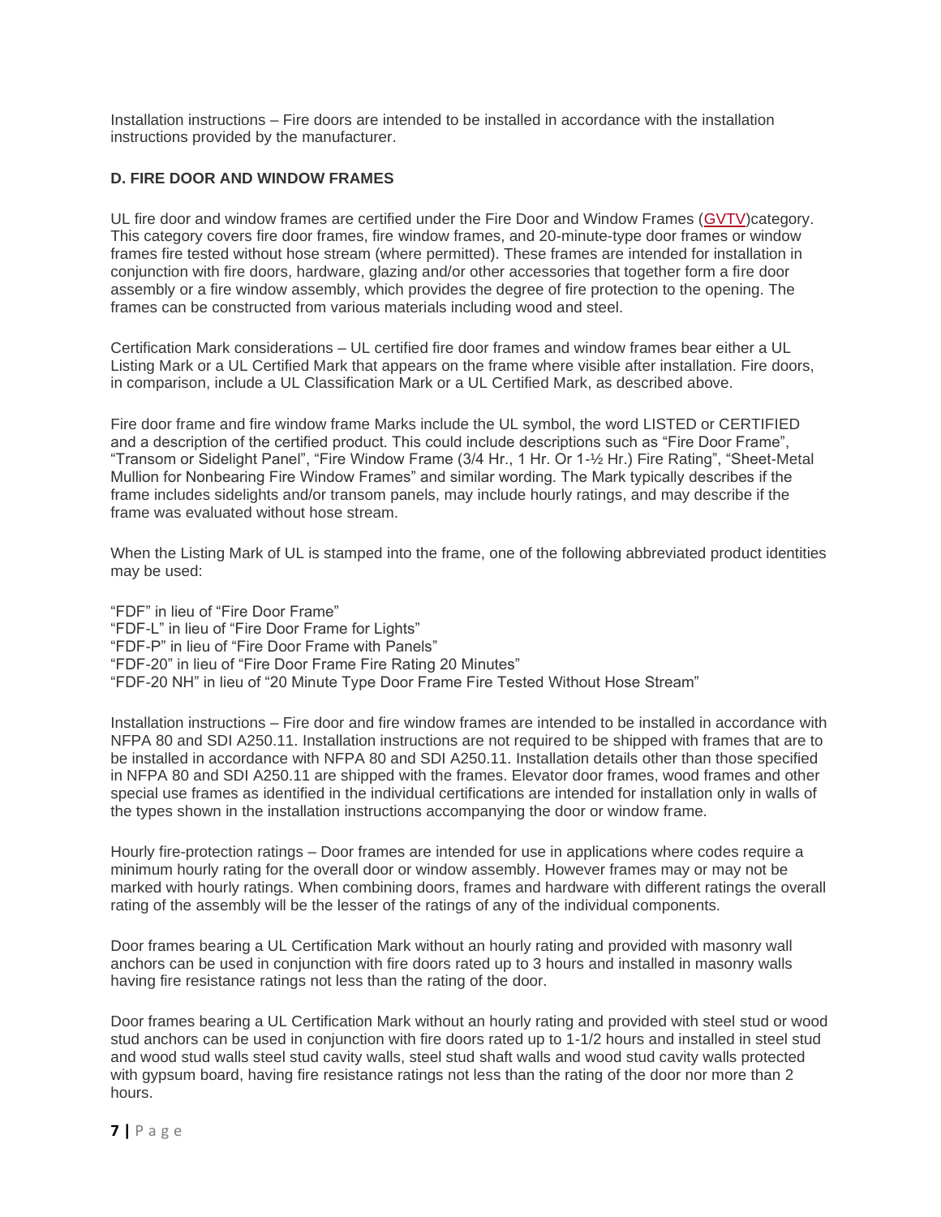Installation instructions – Fire doors are intended to be installed in accordance with the installation instructions provided by the manufacturer.

**D. FIRE DOOR AND WINDOW FRAMES**

UL fire door and window frames are certified under the Fire Door and Window Frames (GVTV)category. This category covers fire door frames, fire window frames, and 20-minute-type door frames or window frames fire tested without hose stream (where permitted). These frames are intended for installation in conjunction with fire doors, hardware, glazing and/or other accessories that together form a fire door assembly or a fire window assembly, which provides the degree of fire protection to the opening. The frames can be constructed from various materials including wood and steel.

Certification Mark considerations – UL certified fire door frames and window frames bear either a UL Listing Mark or a UL Certified Mark that appears on the frame where visible after installation. Fire doors, in comparison, include a UL Classification Mark or a UL Certified Mark, as described above.

Fire door frame and fire window frame Marks include the UL symbol, the word LISTED or CERTIFIED and a description of the certified product. This could include descriptions such as "Fire Door Frame", "Transom or Sidelight Panel", "Fire Window Frame (3/4 Hr., 1 Hr. Or 1-½ Hr.) Fire Rating", "Sheet-Metal Mullion for Nonbearing Fire Window Frames" and similar wording. The Mark typically describes if the frame includes sidelights and/or transom panels, may include hourly ratings, and may describe if the frame was evaluated without hose stream.

When the Listing Mark of UL is stamped into the frame, one of the following abbreviated product identities may be used:

"FDF" in lieu of "Fire Door Frame"
"FDF-L" in lieu of "Fire Door Frame for Lights"
"FDF-P" in lieu of "Fire Door Frame with Panels"
"FDF-20" in lieu of "Fire Door Frame Fire Rating 20 Minutes"
"FDF-20 NH" in lieu of "20 Minute Type Door Frame Fire Tested Without Hose Stream"

Installation instructions – Fire door and fire window frames are intended to be installed in accordance with NFPA 80 and SDI A250.11. Installation instructions are not required to be shipped with frames that are to be installed in accordance with NFPA 80 and SDI A250.11. Installation details other than those specified in NFPA 80 and SDI A250.11 are shipped with the frames. Elevator door frames, wood frames and other special use frames as identified in the individual certifications are intended for installation only in walls of the types shown in the installation instructions accompanying the door or window frame.

Hourly fire-protection ratings – Door frames are intended for use in applications where codes require a minimum hourly rating for the overall door or window assembly. However frames may or may not be marked with hourly ratings. When combining doors, frames and hardware with different ratings the overall rating of the assembly will be the lesser of the ratings of any of the individual components.

Door frames bearing a UL Certification Mark without an hourly rating and provided with masonry wall anchors can be used in conjunction with fire doors rated up to 3 hours and installed in masonry walls having fire resistance ratings not less than the rating of the door.

Door frames bearing a UL Certification Mark without an hourly rating and provided with steel stud or wood stud anchors can be used in conjunction with fire doors rated up to 1-1/2 hours and installed in steel stud and wood stud walls steel stud cavity walls, steel stud shaft walls and wood stud cavity walls protected with gypsum board, having fire resistance ratings not less than the rating of the door nor more than 2 hours.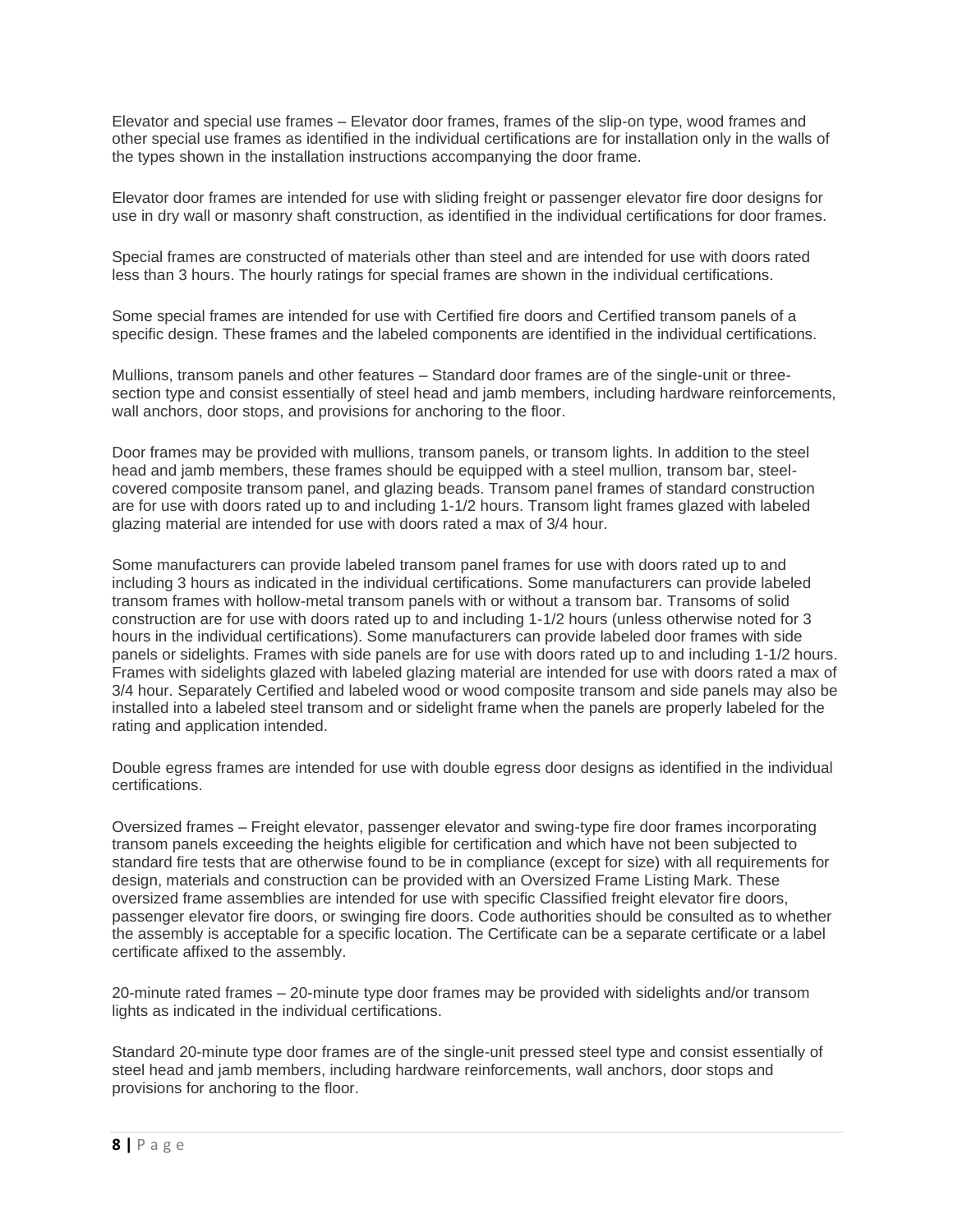Elevator and special use frames – Elevator door frames, frames of the slip-on type, wood frames and other special use frames as identified in the individual certifications are for installation only in the walls of the types shown in the installation instructions accompanying the door frame.

Elevator door frames are intended for use with sliding freight or passenger elevator fire door designs for use in dry wall or masonry shaft construction, as identified in the individual certifications for door frames.

Special frames are constructed of materials other than steel and are intended for use with doors rated less than 3 hours. The hourly ratings for special frames are shown in the individual certifications.

Some special frames are intended for use with Certified fire doors and Certified transom panels of a specific design. These frames and the labeled components are identified in the individual certifications.

Mullions, transom panels and other features – Standard door frames are of the single-unit or three-section type and consist essentially of steel head and jamb members, including hardware reinforcements, wall anchors, door stops, and provisions for anchoring to the floor.

Door frames may be provided with mullions, transom panels, or transom lights. In addition to the steel head and jamb members, these frames should be equipped with a steel mullion, transom bar, steel-covered composite transom panel, and glazing beads. Transom panel frames of standard construction are for use with doors rated up to and including 1-1/2 hours. Transom light frames glazed with labeled glazing material are intended for use with doors rated a max of 3/4 hour.

Some manufacturers can provide labeled transom panel frames for use with doors rated up to and including 3 hours as indicated in the individual certifications. Some manufacturers can provide labeled transom frames with hollow-metal transom panels with or without a transom bar. Transoms of solid construction are for use with doors rated up to and including 1-1/2 hours (unless otherwise noted for 3 hours in the individual certifications). Some manufacturers can provide labeled door frames with side panels or sidelights. Frames with side panels are for use with doors rated up to and including 1-1/2 hours. Frames with sidelights glazed with labeled glazing material are intended for use with doors rated a max of 3/4 hour. Separately Certified and labeled wood or wood composite transom and side panels may also be installed into a labeled steel transom and or sidelight frame when the panels are properly labeled for the rating and application intended.

Double egress frames are intended for use with double egress door designs as identified in the individual certifications.

Oversized frames – Freight elevator, passenger elevator and swing-type fire door frames incorporating transom panels exceeding the heights eligible for certification and which have not been subjected to standard fire tests that are otherwise found to be in compliance (except for size) with all requirements for design, materials and construction can be provided with an Oversized Frame Listing Mark. These oversized frame assemblies are intended for use with specific Classified freight elevator fire doors, passenger elevator fire doors, or swinging fire doors. Code authorities should be consulted as to whether the assembly is acceptable for a specific location. The Certificate can be a separate certificate or a label certificate affixed to the assembly.

20-minute rated frames – 20-minute type door frames may be provided with sidelights and/or transom lights as indicated in the individual certifications.

Standard 20-minute type door frames are of the single-unit pressed steel type and consist essentially of steel head and jamb members, including hardware reinforcements, wall anchors, door stops and provisions for anchoring to the floor.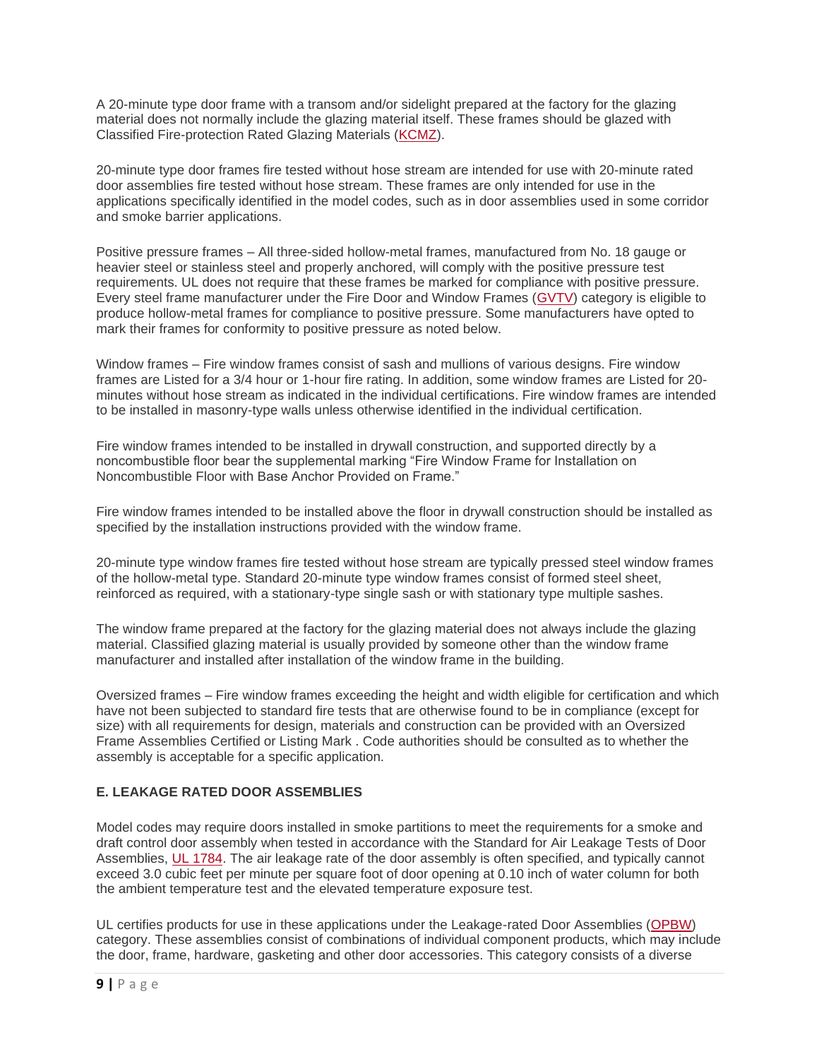A 20-minute type door frame with a transom and/or sidelight prepared at the factory for the glazing material does not normally include the glazing material itself. These frames should be glazed with Classified Fire-protection Rated Glazing Materials (KCMZ).

20-minute type door frames fire tested without hose stream are intended for use with 20-minute rated door assemblies fire tested without hose stream. These frames are only intended for use in the applications specifically identified in the model codes, such as in door assemblies used in some corridor and smoke barrier applications.

Positive pressure frames – All three-sided hollow-metal frames, manufactured from No. 18 gauge or heavier steel or stainless steel and properly anchored, will comply with the positive pressure test requirements. UL does not require that these frames be marked for compliance with positive pressure. Every steel frame manufacturer under the Fire Door and Window Frames (GVTV) category is eligible to produce hollow-metal frames for compliance to positive pressure. Some manufacturers have opted to mark their frames for conformity to positive pressure as noted below.

Window frames – Fire window frames consist of sash and mullions of various designs. Fire window frames are Listed for a 3/4 hour or 1-hour fire rating. In addition, some window frames are Listed for 20-minutes without hose stream as indicated in the individual certifications. Fire window frames are intended to be installed in masonry-type walls unless otherwise identified in the individual certification.

Fire window frames intended to be installed in drywall construction, and supported directly by a noncombustible floor bear the supplemental marking "Fire Window Frame for Installation on Noncombustible Floor with Base Anchor Provided on Frame."

Fire window frames intended to be installed above the floor in drywall construction should be installed as specified by the installation instructions provided with the window frame.

20-minute type window frames fire tested without hose stream are typically pressed steel window frames of the hollow-metal type. Standard 20-minute type window frames consist of formed steel sheet, reinforced as required, with a stationary-type single sash or with stationary type multiple sashes.

The window frame prepared at the factory for the glazing material does not always include the glazing material. Classified glazing material is usually provided by someone other than the window frame manufacturer and installed after installation of the window frame in the building.

Oversized frames – Fire window frames exceeding the height and width eligible for certification and which have not been subjected to standard fire tests that are otherwise found to be in compliance (except for size) with all requirements for design, materials and construction can be provided with an Oversized Frame Assemblies Certified or Listing Mark . Code authorities should be consulted as to whether the assembly is acceptable for a specific application.

### E. LEAKAGE RATED DOOR ASSEMBLIES

Model codes may require doors installed in smoke partitions to meet the requirements for a smoke and draft control door assembly when tested in accordance with the Standard for Air Leakage Tests of Door Assemblies, UL 1784. The air leakage rate of the door assembly is often specified, and typically cannot exceed 3.0 cubic feet per minute per square foot of door opening at 0.10 inch of water column for both the ambient temperature test and the elevated temperature exposure test.

UL certifies products for use in these applications under the Leakage-rated Door Assemblies (OPBW) category. These assemblies consist of combinations of individual component products, which may include the door, frame, hardware, gasketing and other door accessories. This category consists of a diverse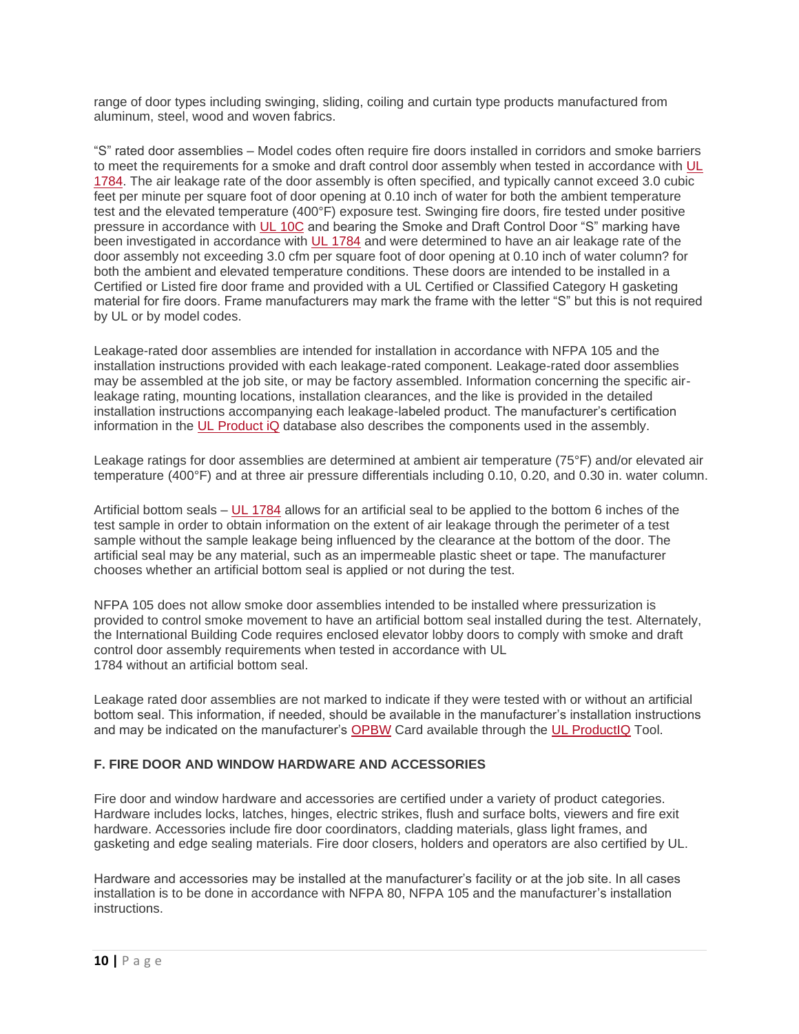range of door types including swinging, sliding, coiling and curtain type products manufactured from aluminum, steel, wood and woven fabrics.

“S” rated door assemblies – Model codes often require fire doors installed in corridors and smoke barriers to meet the requirements for a smoke and draft control door assembly when tested in accordance with UL 1784. The air leakage rate of the door assembly is often specified, and typically cannot exceed 3.0 cubic feet per minute per square foot of door opening at 0.10 inch of water for both the ambient temperature test and the elevated temperature (400°F) exposure test. Swinging fire doors, fire tested under positive pressure in accordance with UL 10C and bearing the Smoke and Draft Control Door “S” marking have been investigated in accordance with UL 1784 and were determined to have an air leakage rate of the door assembly not exceeding 3.0 cfm per square foot of door opening at 0.10 inch of water column? for both the ambient and elevated temperature conditions. These doors are intended to be installed in a Certified or Listed fire door frame and provided with a UL Certified or Classified Category H gasketing material for fire doors. Frame manufacturers may mark the frame with the letter “S” but this is not required by UL or by model codes.

Leakage-rated door assemblies are intended for installation in accordance with NFPA 105 and the installation instructions provided with each leakage-rated component. Leakage-rated door assemblies may be assembled at the job site, or may be factory assembled. Information concerning the specific air-leakage rating, mounting locations, installation clearances, and the like is provided in the detailed installation instructions accompanying each leakage-labeled product. The manufacturer’s certification information in the UL Product iQ database also describes the components used in the assembly.

Leakage ratings for door assemblies are determined at ambient air temperature (75°F) and/or elevated air temperature (400°F) and at three air pressure differentials including 0.10, 0.20, and 0.30 in. water column.

Artificial bottom seals – UL 1784 allows for an artificial seal to be applied to the bottom 6 inches of the test sample in order to obtain information on the extent of air leakage through the perimeter of a test sample without the sample leakage being influenced by the clearance at the bottom of the door. The artificial seal may be any material, such as an impermeable plastic sheet or tape. The manufacturer chooses whether an artificial bottom seal is applied or not during the test.

NFPA 105 does not allow smoke door assemblies intended to be installed where pressurization is provided to control smoke movement to have an artificial bottom seal installed during the test. Alternately, the International Building Code requires enclosed elevator lobby doors to comply with smoke and draft control door assembly requirements when tested in accordance with UL 1784 without an artificial bottom seal.

Leakage rated door assemblies are not marked to indicate if they were tested with or without an artificial bottom seal. This information, if needed, should be available in the manufacturer’s installation instructions and may be indicated on the manufacturer’s OPBW Card available through the UL ProductIQ Tool.

### F. FIRE DOOR AND WINDOW HARDWARE AND ACCESSORIES

Fire door and window hardware and accessories are certified under a variety of product categories. Hardware includes locks, latches, hinges, electric strikes, flush and surface bolts, viewers and fire exit hardware. Accessories include fire door coordinators, cladding materials, glass light frames, and gasketing and edge sealing materials. Fire door closers, holders and operators are also certified by UL.

Hardware and accessories may be installed at the manufacturer’s facility or at the job site. In all cases installation is to be done in accordance with NFPA 80, NFPA 105 and the manufacturer’s installation instructions.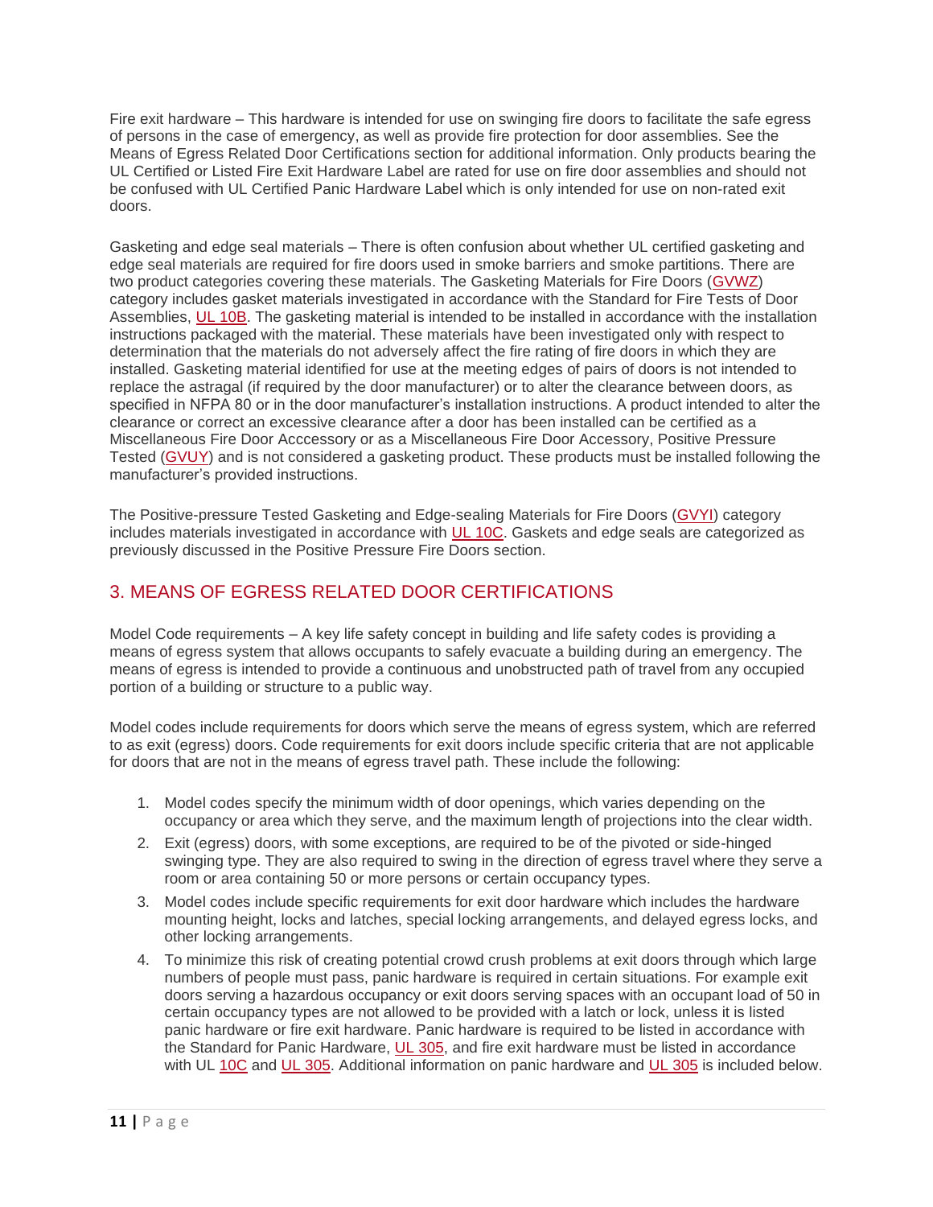Fire exit hardware – This hardware is intended for use on swinging fire doors to facilitate the safe egress of persons in the case of emergency, as well as provide fire protection for door assemblies. See the Means of Egress Related Door Certifications section for additional information. Only products bearing the UL Certified or Listed Fire Exit Hardware Label are rated for use on fire door assemblies and should not be confused with UL Certified Panic Hardware Label which is only intended for use on non-rated exit doors.

Gasketing and edge seal materials – There is often confusion about whether UL certified gasketing and edge seal materials are required for fire doors used in smoke barriers and smoke partitions. There are two product categories covering these materials. The Gasketing Materials for Fire Doors (GVWZ) category includes gasket materials investigated in accordance with the Standard for Fire Tests of Door Assemblies, UL 10B. The gasketing material is intended to be installed in accordance with the installation instructions packaged with the material. These materials have been investigated only with respect to determination that the materials do not adversely affect the fire rating of fire doors in which they are installed. Gasketing material identified for use at the meeting edges of pairs of doors is not intended to replace the astragal (if required by the door manufacturer) or to alter the clearance between doors, as specified in NFPA 80 or in the door manufacturer's installation instructions. A product intended to alter the clearance or correct an excessive clearance after a door has been installed can be certified as a Miscellaneous Fire Door Acccessory or as a Miscellaneous Fire Door Accessory, Positive Pressure Tested (GVUY) and is not considered a gasketing product. These products must be installed following the manufacturer's provided instructions.

The Positive-pressure Tested Gasketing and Edge-sealing Materials for Fire Doors (GVYI) category includes materials investigated in accordance with UL 10C. Gaskets and edge seals are categorized as previously discussed in the Positive Pressure Fire Doors section.

## 3. MEANS OF EGRESS RELATED DOOR CERTIFICATIONS

Model Code requirements – A key life safety concept in building and life safety codes is providing a means of egress system that allows occupants to safely evacuate a building during an emergency. The means of egress is intended to provide a continuous and unobstructed path of travel from any occupied portion of a building or structure to a public way.

Model codes include requirements for doors which serve the means of egress system, which are referred to as exit (egress) doors. Code requirements for exit doors include specific criteria that are not applicable for doors that are not in the means of egress travel path. These include the following:

1. Model codes specify the minimum width of door openings, which varies depending on the occupancy or area which they serve, and the maximum length of projections into the clear width.
2. Exit (egress) doors, with some exceptions, are required to be of the pivoted or side-hinged swinging type. They are also required to swing in the direction of egress travel where they serve a room or area containing 50 or more persons or certain occupancy types.
3. Model codes include specific requirements for exit door hardware which includes the hardware mounting height, locks and latches, special locking arrangements, and delayed egress locks, and other locking arrangements.
4. To minimize this risk of creating potential crowd crush problems at exit doors through which large numbers of people must pass, panic hardware is required in certain situations. For example exit doors serving a hazardous occupancy or exit doors serving spaces with an occupant load of 50 in certain occupancy types are not allowed to be provided with a latch or lock, unless it is listed panic hardware or fire exit hardware. Panic hardware is required to be listed in accordance with the Standard for Panic Hardware, UL 305, and fire exit hardware must be listed in accordance with UL 10C and UL 305. Additional information on panic hardware and UL 305 is included below.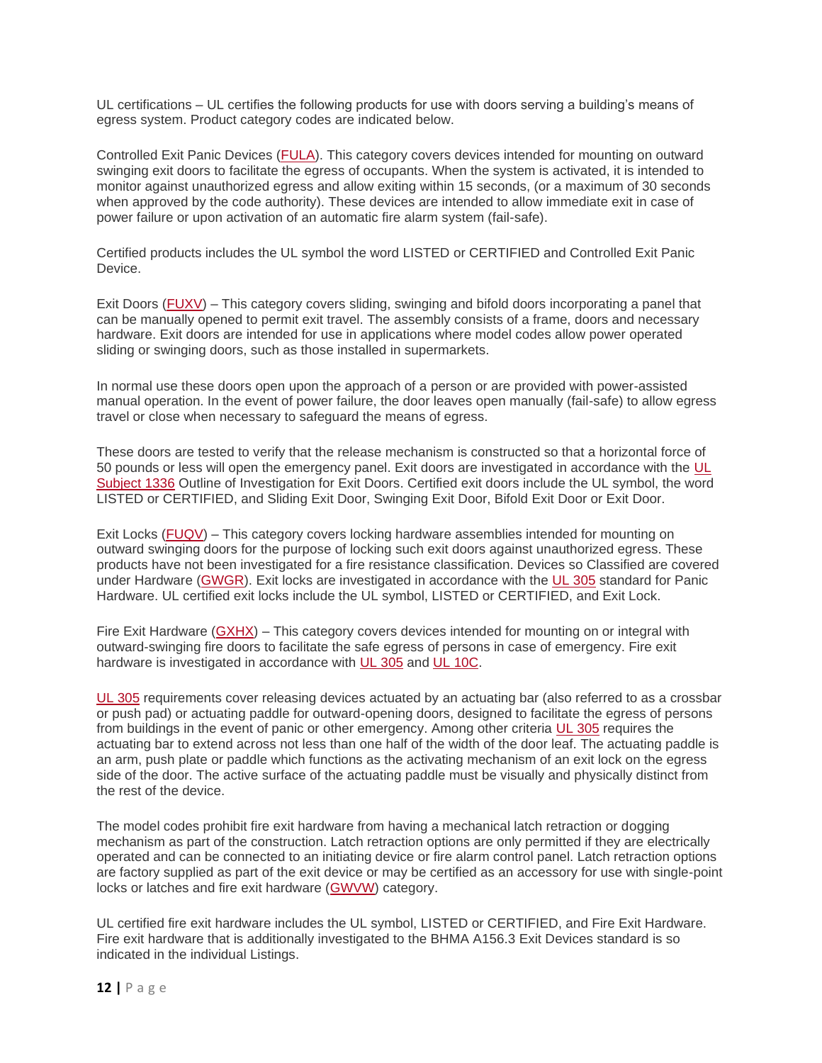UL certifications – UL certifies the following products for use with doors serving a building's means of egress system. Product category codes are indicated below.

Controlled Exit Panic Devices (FULA). This category covers devices intended for mounting on outward swinging exit doors to facilitate the egress of occupants. When the system is activated, it is intended to monitor against unauthorized egress and allow exiting within 15 seconds, (or a maximum of 30 seconds when approved by the code authority). These devices are intended to allow immediate exit in case of power failure or upon activation of an automatic fire alarm system (fail-safe).

Certified products includes the UL symbol the word LISTED or CERTIFIED and Controlled Exit Panic Device.

Exit Doors (FUXV) – This category covers sliding, swinging and bifold doors incorporating a panel that can be manually opened to permit exit travel. The assembly consists of a frame, doors and necessary hardware. Exit doors are intended for use in applications where model codes allow power operated sliding or swinging doors, such as those installed in supermarkets.

In normal use these doors open upon the approach of a person or are provided with power-assisted manual operation. In the event of power failure, the door leaves open manually (fail-safe) to allow egress travel or close when necessary to safeguard the means of egress.

These doors are tested to verify that the release mechanism is constructed so that a horizontal force of 50 pounds or less will open the emergency panel. Exit doors are investigated in accordance with the UL Subject 1336 Outline of Investigation for Exit Doors. Certified exit doors include the UL symbol, the word LISTED or CERTIFIED, and Sliding Exit Door, Swinging Exit Door, Bifold Exit Door or Exit Door.

Exit Locks (FUQV) – This category covers locking hardware assemblies intended for mounting on outward swinging doors for the purpose of locking such exit doors against unauthorized egress. These products have not been investigated for a fire resistance classification. Devices so Classified are covered under Hardware (GWGR). Exit locks are investigated in accordance with the UL 305 standard for Panic Hardware. UL certified exit locks include the UL symbol, LISTED or CERTIFIED, and Exit Lock.

Fire Exit Hardware (GXHX) – This category covers devices intended for mounting on or integral with outward-swinging fire doors to facilitate the safe egress of persons in case of emergency. Fire exit hardware is investigated in accordance with UL 305 and UL 10C.

UL 305 requirements cover releasing devices actuated by an actuating bar (also referred to as a crossbar or push pad) or actuating paddle for outward-opening doors, designed to facilitate the egress of persons from buildings in the event of panic or other emergency. Among other criteria UL 305 requires the actuating bar to extend across not less than one half of the width of the door leaf. The actuating paddle is an arm, push plate or paddle which functions as the activating mechanism of an exit lock on the egress side of the door. The active surface of the actuating paddle must be visually and physically distinct from the rest of the device.

The model codes prohibit fire exit hardware from having a mechanical latch retraction or dogging mechanism as part of the construction. Latch retraction options are only permitted if they are electrically operated and can be connected to an initiating device or fire alarm control panel. Latch retraction options are factory supplied as part of the exit device or may be certified as an accessory for use with single-point locks or latches and fire exit hardware (GWVW) category.

UL certified fire exit hardware includes the UL symbol, LISTED or CERTIFIED, and Fire Exit Hardware. Fire exit hardware that is additionally investigated to the BHMA A156.3 Exit Devices standard is so indicated in the individual Listings.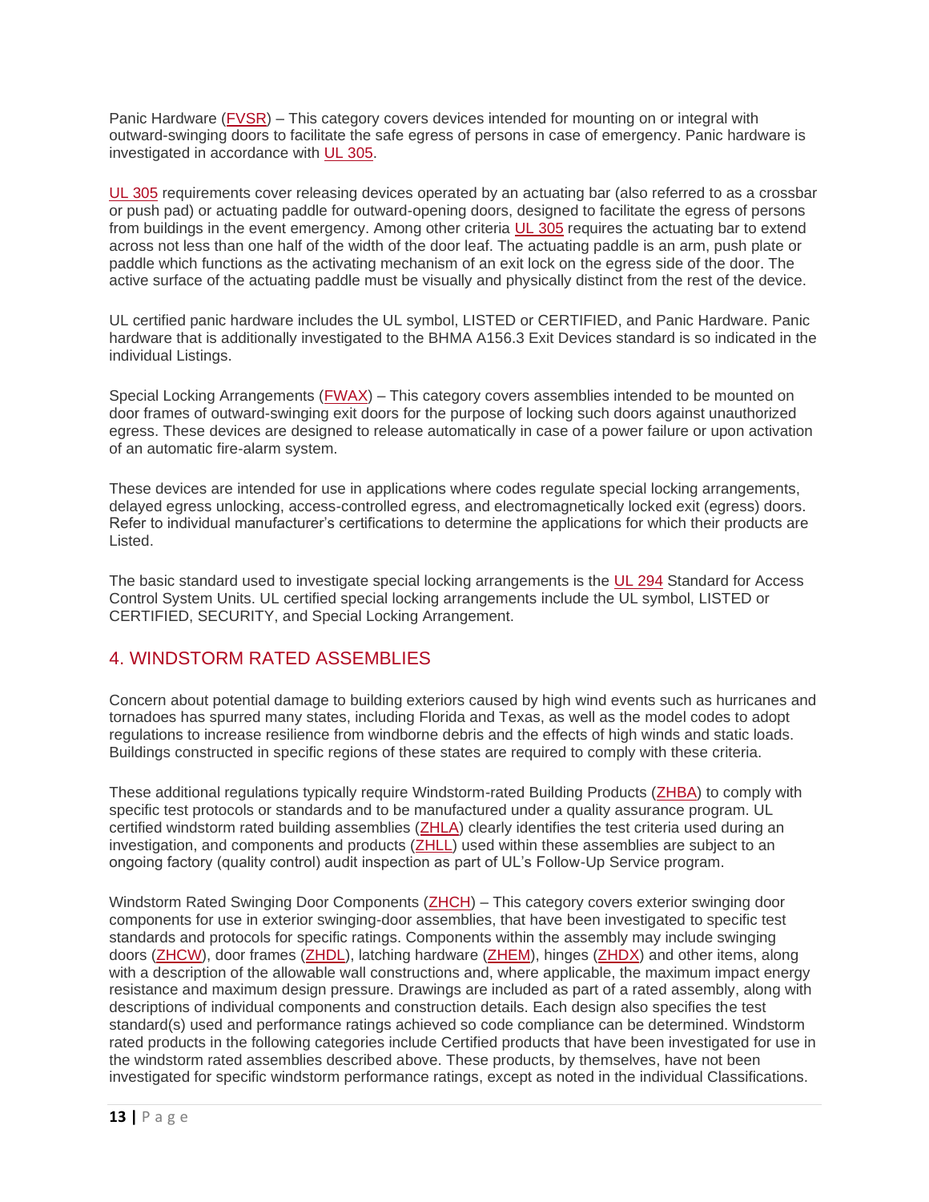Panic Hardware (FVSR) – This category covers devices intended for mounting on or integral with outward-swinging doors to facilitate the safe egress of persons in case of emergency. Panic hardware is investigated in accordance with UL 305.

UL 305 requirements cover releasing devices operated by an actuating bar (also referred to as a crossbar or push pad) or actuating paddle for outward-opening doors, designed to facilitate the egress of persons from buildings in the event emergency. Among other criteria UL 305 requires the actuating bar to extend across not less than one half of the width of the door leaf. The actuating paddle is an arm, push plate or paddle which functions as the activating mechanism of an exit lock on the egress side of the door. The active surface of the actuating paddle must be visually and physically distinct from the rest of the device.

UL certified panic hardware includes the UL symbol, LISTED or CERTIFIED, and Panic Hardware. Panic hardware that is additionally investigated to the BHMA A156.3 Exit Devices standard is so indicated in the individual Listings.

Special Locking Arrangements (FWAX) – This category covers assemblies intended to be mounted on door frames of outward-swinging exit doors for the purpose of locking such doors against unauthorized egress. These devices are designed to release automatically in case of a power failure or upon activation of an automatic fire-alarm system.

These devices are intended for use in applications where codes regulate special locking arrangements, delayed egress unlocking, access-controlled egress, and electromagnetically locked exit (egress) doors. Refer to individual manufacturer's certifications to determine the applications for which their products are Listed.

The basic standard used to investigate special locking arrangements is the UL 294 Standard for Access Control System Units. UL certified special locking arrangements include the UL symbol, LISTED or CERTIFIED, SECURITY, and Special Locking Arrangement.

## 4. WINDSTORM RATED ASSEMBLIES

Concern about potential damage to building exteriors caused by high wind events such as hurricanes and tornadoes has spurred many states, including Florida and Texas, as well as the model codes to adopt regulations to increase resilience from windborne debris and the effects of high winds and static loads. Buildings constructed in specific regions of these states are required to comply with these criteria.

These additional regulations typically require Windstorm-rated Building Products (ZHBA) to comply with specific test protocols or standards and to be manufactured under a quality assurance program. UL certified windstorm rated building assemblies (ZHLA) clearly identifies the test criteria used during an investigation, and components and products (ZHLL) used within these assemblies are subject to an ongoing factory (quality control) audit inspection as part of UL's Follow-Up Service program.

Windstorm Rated Swinging Door Components (ZHCH) – This category covers exterior swinging door components for use in exterior swinging-door assemblies, that have been investigated to specific test standards and protocols for specific ratings. Components within the assembly may include swinging doors (ZHCW), door frames (ZHDL), latching hardware (ZHEM), hinges (ZHDX) and other items, along with a description of the allowable wall constructions and, where applicable, the maximum impact energy resistance and maximum design pressure. Drawings are included as part of a rated assembly, along with descriptions of individual components and construction details. Each design also specifies the test standard(s) used and performance ratings achieved so code compliance can be determined. Windstorm rated products in the following categories include Certified products that have been investigated for use in the windstorm rated assemblies described above. These products, by themselves, have not been investigated for specific windstorm performance ratings, except as noted in the individual Classifications.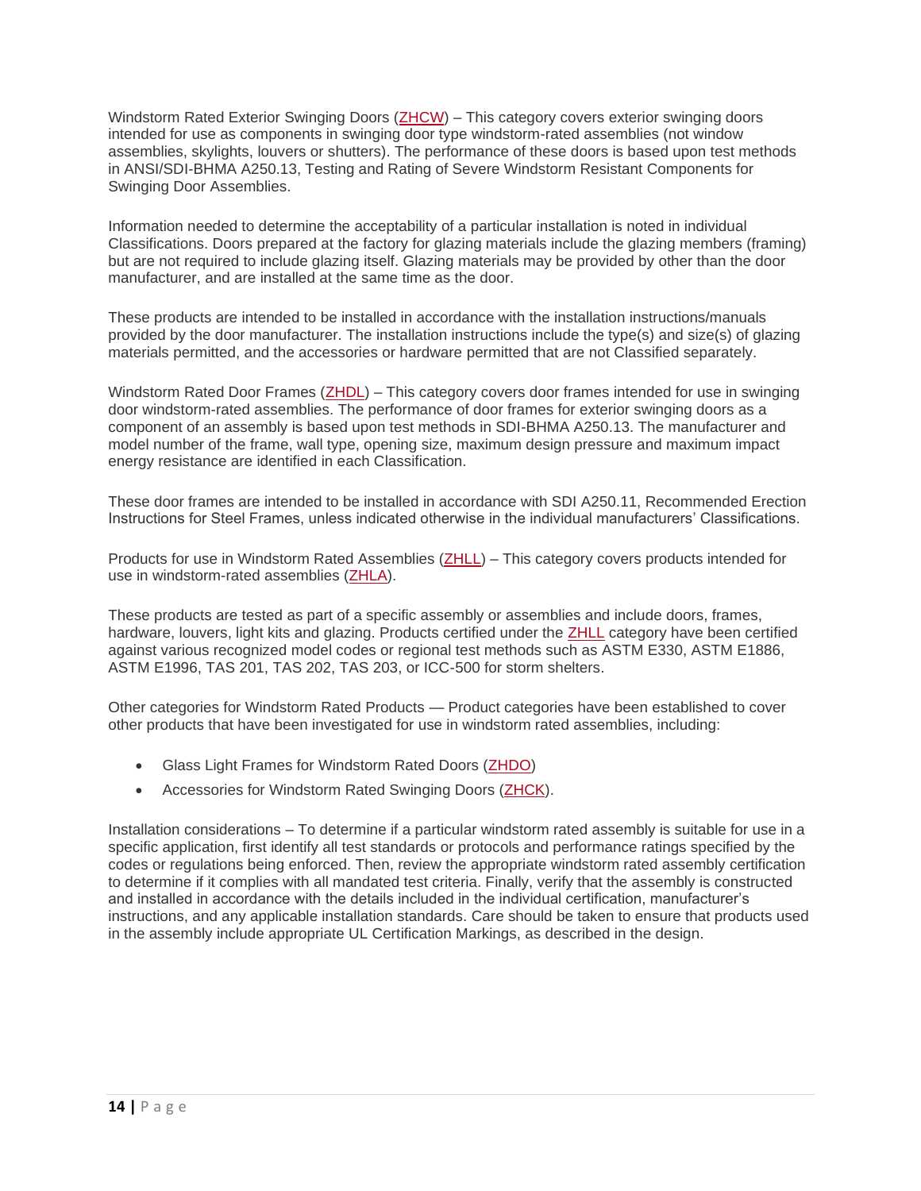Windstorm Rated Exterior Swinging Doors (ZHCW) – This category covers exterior swinging doors intended for use as components in swinging door type windstorm-rated assemblies (not window assemblies, skylights, louvers or shutters). The performance of these doors is based upon test methods in ANSI/SDI-BHMA A250.13, Testing and Rating of Severe Windstorm Resistant Components for Swinging Door Assemblies.

Information needed to determine the acceptability of a particular installation is noted in individual Classifications. Doors prepared at the factory for glazing materials include the glazing members (framing) but are not required to include glazing itself. Glazing materials may be provided by other than the door manufacturer, and are installed at the same time as the door.

These products are intended to be installed in accordance with the installation instructions/manuals provided by the door manufacturer. The installation instructions include the type(s) and size(s) of glazing materials permitted, and the accessories or hardware permitted that are not Classified separately.

Windstorm Rated Door Frames (ZHDL) – This category covers door frames intended for use in swinging door windstorm-rated assemblies. The performance of door frames for exterior swinging doors as a component of an assembly is based upon test methods in SDI-BHMA A250.13. The manufacturer and model number of the frame, wall type, opening size, maximum design pressure and maximum impact energy resistance are identified in each Classification.

These door frames are intended to be installed in accordance with SDI A250.11, Recommended Erection Instructions for Steel Frames, unless indicated otherwise in the individual manufacturers' Classifications.

Products for use in Windstorm Rated Assemblies (ZHLL) – This category covers products intended for use in windstorm-rated assemblies (ZHLA).

These products are tested as part of a specific assembly or assemblies and include doors, frames, hardware, louvers, light kits and glazing. Products certified under the ZHLL category have been certified against various recognized model codes or regional test methods such as ASTM E330, ASTM E1886, ASTM E1996, TAS 201, TAS 202, TAS 203, or ICC-500 for storm shelters.

Other categories for Windstorm Rated Products — Product categories have been established to cover other products that have been investigated for use in windstorm rated assemblies, including:

- Glass Light Frames for Windstorm Rated Doors (ZHDO)
- Accessories for Windstorm Rated Swinging Doors (ZHCK).

Installation considerations – To determine if a particular windstorm rated assembly is suitable for use in a specific application, first identify all test standards or protocols and performance ratings specified by the codes or regulations being enforced. Then, review the appropriate windstorm rated assembly certification to determine if it complies with all mandated test criteria. Finally, verify that the assembly is constructed and installed in accordance with the details included in the individual certification, manufacturer's instructions, and any applicable installation standards. Care should be taken to ensure that products used in the assembly include appropriate UL Certification Markings, as described in the design.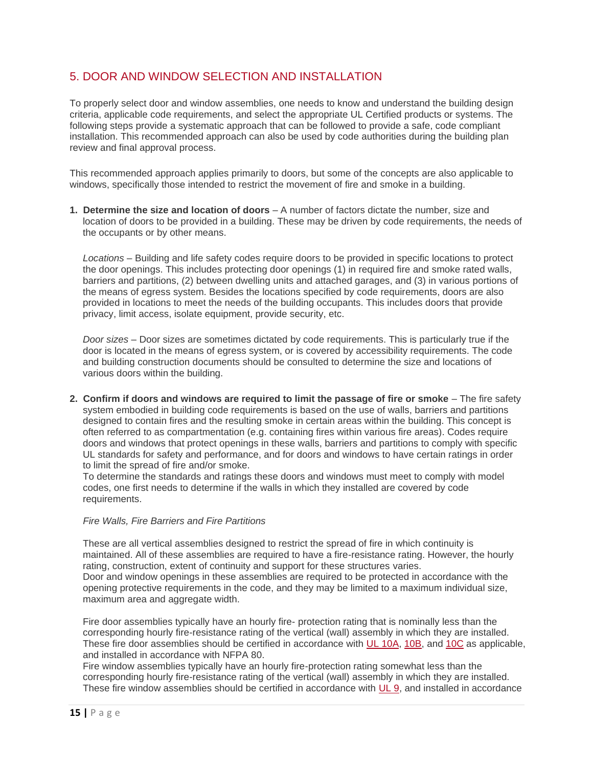## 5. DOOR AND WINDOW SELECTION AND INSTALLATION

To properly select door and window assemblies, one needs to know and understand the building design criteria, applicable code requirements, and select the appropriate UL Certified products or systems. The following steps provide a systematic approach that can be followed to provide a safe, code compliant installation. This recommended approach can also be used by code authorities during the building plan review and final approval process.

This recommended approach applies primarily to doors, but some of the concepts are also applicable to windows, specifically those intended to restrict the movement of fire and smoke in a building.

1. **Determine the size and location of doors** – A number of factors dictate the number, size and location of doors to be provided in a building. These may be driven by code requirements, the needs of the occupants or by other means.

   *Locations* – Building and life safety codes require doors to be provided in specific locations to protect the door openings. This includes protecting door openings (1) in required fire and smoke rated walls, barriers and partitions, (2) between dwelling units and attached garages, and (3) in various portions of the means of egress system. Besides the locations specified by code requirements, doors are also provided in locations to meet the needs of the building occupants. This includes doors that provide privacy, limit access, isolate equipment, provide security, etc.

   *Door sizes* – Door sizes are sometimes dictated by code requirements. This is particularly true if the door is located in the means of egress system, or is covered by accessibility requirements. The code and building construction documents should be consulted to determine the size and locations of various doors within the building.

2. **Confirm if doors and windows are required to limit the passage of fire or smoke** – The fire safety system embodied in building code requirements is based on the use of walls, barriers and partitions designed to contain fires and the resulting smoke in certain areas within the building. This concept is often referred to as compartmentation (e.g. containing fires within various fire areas). Codes require doors and windows that protect openings in these walls, barriers and partitions to comply with specific UL standards for safety and performance, and for doors and windows to have certain ratings in order to limit the spread of fire and/or smoke.
   To determine the standards and ratings these doors and windows must meet to comply with model codes, one first needs to determine if the walls in which they installed are covered by code requirements.

   *Fire Walls, Fire Barriers and Fire Partitions*

   These are all vertical assemblies designed to restrict the spread of fire in which continuity is maintained. All of these assemblies are required to have a fire-resistance rating. However, the hourly rating, construction, extent of continuity and support for these structures varies.
   Door and window openings in these assemblies are required to be protected in accordance with the opening protective requirements in the code, and they may be limited to a maximum individual size, maximum area and aggregate width.

   Fire door assemblies typically have an hourly fire- protection rating that is nominally less than the corresponding hourly fire-resistance rating of the vertical (wall) assembly in which they are installed. These fire door assemblies should be certified in accordance with UL 10A, 10B, and 10C as applicable, and installed in accordance with NFPA 80.
   Fire window assemblies typically have an hourly fire-protection rating somewhat less than the corresponding hourly fire-resistance rating of the vertical (wall) assembly in which they are installed. These fire window assemblies should be certified in accordance with UL 9, and installed in accordance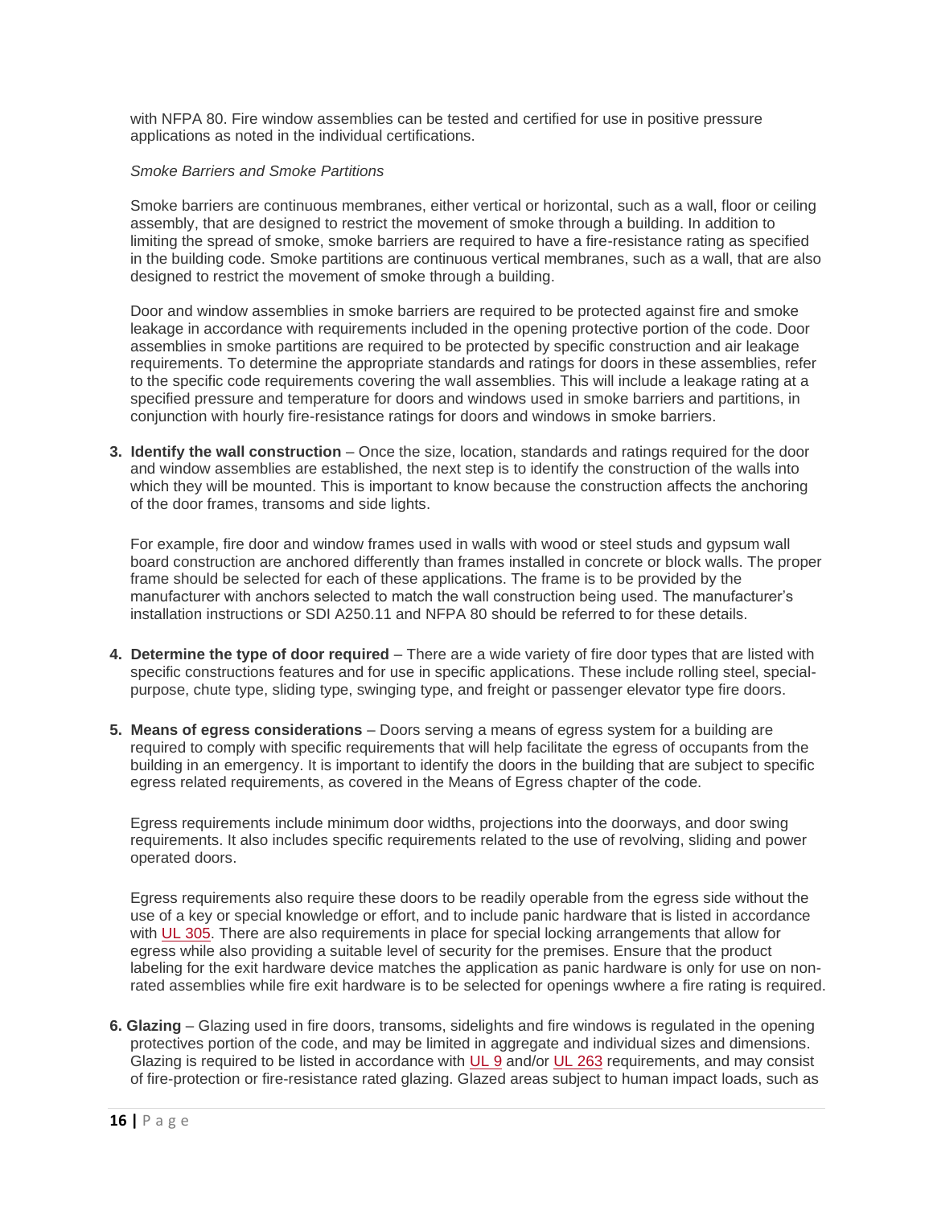with NFPA 80. Fire window assemblies can be tested and certified for use in positive pressure applications as noted in the individual certifications.

*Smoke Barriers and Smoke Partitions*

Smoke barriers are continuous membranes, either vertical or horizontal, such as a wall, floor or ceiling assembly, that are designed to restrict the movement of smoke through a building. In addition to limiting the spread of smoke, smoke barriers are required to have a fire-resistance rating as specified in the building code. Smoke partitions are continuous vertical membranes, such as a wall, that are also designed to restrict the movement of smoke through a building.

Door and window assemblies in smoke barriers are required to be protected against fire and smoke leakage in accordance with requirements included in the opening protective portion of the code. Door assemblies in smoke partitions are required to be protected by specific construction and air leakage requirements. To determine the appropriate standards and ratings for doors in these assemblies, refer to the specific code requirements covering the wall assemblies. This will include a leakage rating at a specified pressure and temperature for doors and windows used in smoke barriers and partitions, in conjunction with hourly fire-resistance ratings for doors and windows in smoke barriers.

3. **Identify the wall construction** – Once the size, location, standards and ratings required for the door and window assemblies are established, the next step is to identify the construction of the walls into which they will be mounted. This is important to know because the construction affects the anchoring of the door frames, transoms and side lights.

   For example, fire door and window frames used in walls with wood or steel studs and gypsum wall board construction are anchored differently than frames installed in concrete or block walls. The proper frame should be selected for each of these applications. The frame is to be provided by the manufacturer with anchors selected to match the wall construction being used. The manufacturer's installation instructions or SDI A250.11 and NFPA 80 should be referred to for these details.

4. **Determine the type of door required** – There are a wide variety of fire door types that are listed with specific constructions features and for use in specific applications. These include rolling steel, special-purpose, chute type, sliding type, swinging type, and freight or passenger elevator type fire doors.

5. **Means of egress considerations** – Doors serving a means of egress system for a building are required to comply with specific requirements that will help facilitate the egress of occupants from the building in an emergency. It is important to identify the doors in the building that are subject to specific egress related requirements, as covered in the Means of Egress chapter of the code.

   Egress requirements include minimum door widths, projections into the doorways, and door swing requirements. It also includes specific requirements related to the use of revolving, sliding and power operated doors.

   Egress requirements also require these doors to be readily operable from the egress side without the use of a key or special knowledge or effort, and to include panic hardware that is listed in accordance with UL 305. There are also requirements in place for special locking arrangements that allow for egress while also providing a suitable level of security for the premises. Ensure that the product labeling for the exit hardware device matches the application as panic hardware is only for use on non-rated assemblies while fire exit hardware is to be selected for openings wwhere a fire rating is required.

6. **Glazing** – Glazing used in fire doors, transoms, sidelights and fire windows is regulated in the opening protectives portion of the code, and may be limited in aggregate and individual sizes and dimensions. Glazing is required to be listed in accordance with UL 9 and/or UL 263 requirements, and may consist of fire-protection or fire-resistance rated glazing. Glazed areas subject to human impact loads, such as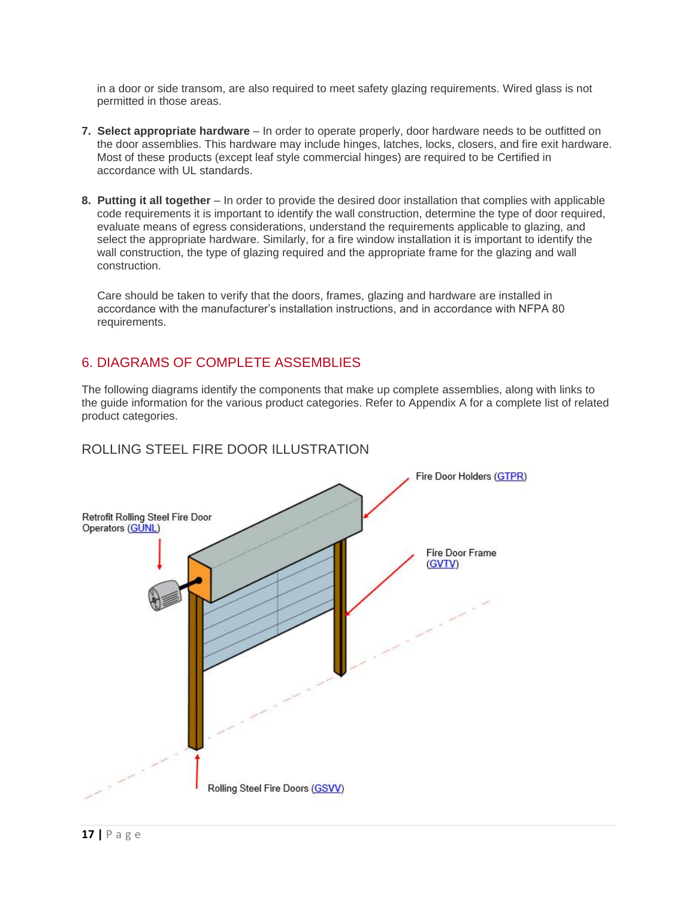in a door or side transom, are also required to meet safety glazing requirements. Wired glass is not permitted in those areas.

7. **Select appropriate hardware** – In order to operate properly, door hardware needs to be outfitted on the door assemblies. This hardware may include hinges, latches, locks, closers, and fire exit hardware. Most of these products (except leaf style commercial hinges) are required to be Certified in accordance with UL standards.

8. **Putting it all together** – In order to provide the desired door installation that complies with applicable code requirements it is important to identify the wall construction, determine the type of door required, evaluate means of egress considerations, understand the requirements applicable to glazing, and select the appropriate hardware. Similarly, for a fire window installation it is important to identify the wall construction, the type of glazing required and the appropriate frame for the glazing and wall construction.

   Care should be taken to verify that the doors, frames, glazing and hardware are installed in accordance with the manufacturer's installation instructions, and in accordance with NFPA 80 requirements.

## 6. DIAGRAMS OF COMPLETE ASSEMBLIES

The following diagrams identify the components that make up complete assemblies, along with links to the guide information for the various product categories. Refer to Appendix A for a complete list of related product categories.

### ROLLING STEEL FIRE DOOR ILLUSTRATION

Fire Door Holders (GTPR)

Retrofit Rolling Steel Fire Door Operators (GUNL)

Fire Door Frame (GVTV)

Rolling Steel Fire Doors (GSVV)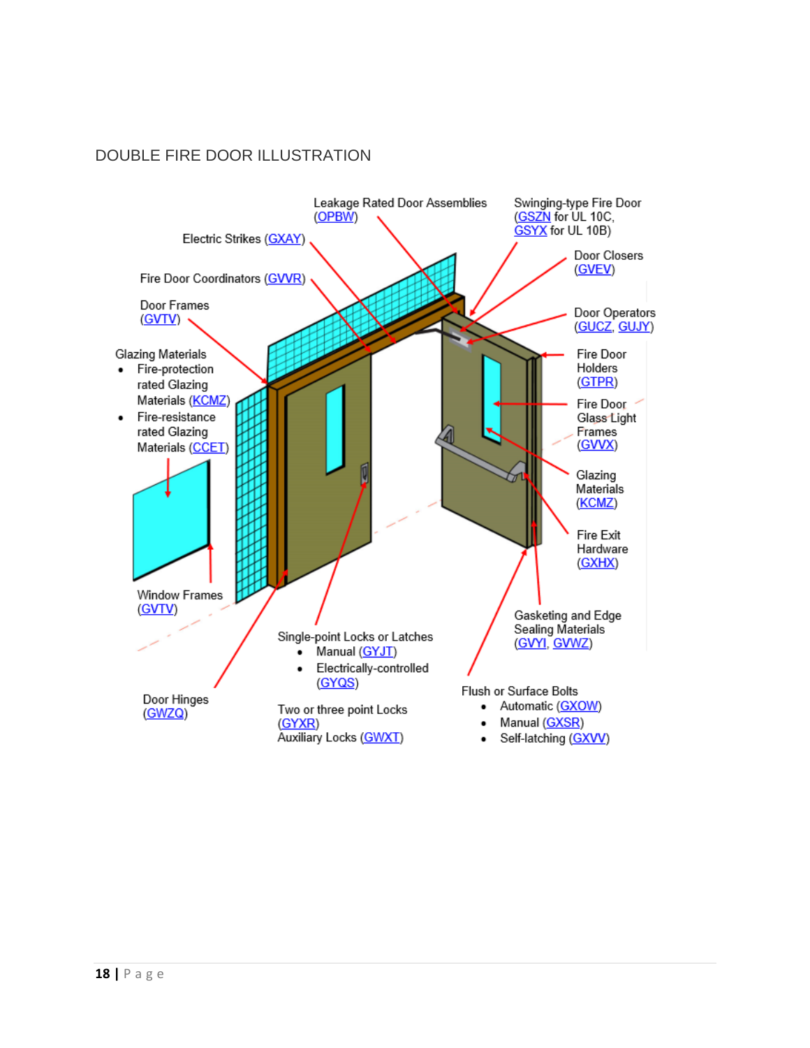DOUBLE FIRE DOOR ILLUSTRATION

Leakage Rated Door Assemblies (OPBW)

Swinging-type Fire Door (GSZN for UL 10C, GSYX for UL 10B)

Electric Strikes (GXAY)

Door Closers (GVEV)

Fire Door Coordinators (GVVR)

Door Operators (GUCZ, GUJY)

Door Frames (GVTV)

Glazing Materials

- Fire-protection rated Glazing Materials (KCMZ)
- Fire-resistance rated Glazing Materials (CCET)

Fire Door Holders (GTPR)

Fire Door Glass Light Frames (GVVX)

Glazing Materials (KCMZ)

Fire Exit Hardware (GXHX)

Window Frames (GVTV)

Gasketing and Edge Sealing Materials (GVYI, GVWZ)

Single-point Locks or Latches

- Manual (GYJT)
- Electrically-controlled (GYQS)

Door Hinges (GWZQ)

Two or three point Locks (GYXR)

Auxiliary Locks (GWXT)

Flush or Surface Bolts

- Automatic (GXOW)
- Manual (GXSR)
- Self-latching (GXVV)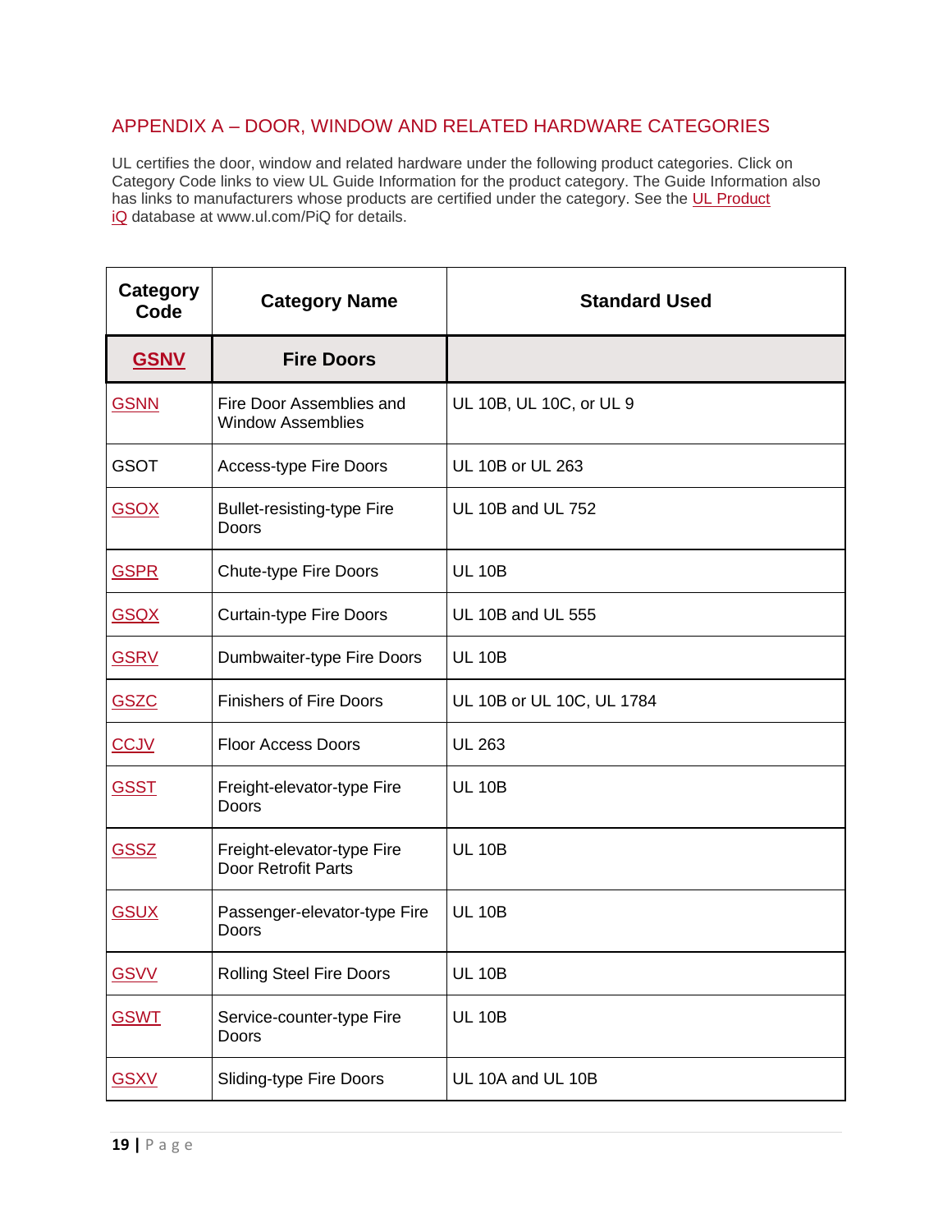## APPENDIX A – DOOR, WINDOW AND RELATED HARDWARE CATEGORIES

UL certifies the door, window and related hardware under the following product categories. Click on Category Code links to view UL Guide Information for the product category. The Guide Information also has links to manufacturers whose products are certified under the category. See the UL Product iQ database at www.ul.com/PiQ for details.

| Category Code | Category Name | Standard Used |
|---|---|---|
| **GSNV** | **Fire Doors** | |
| GSNN | Fire Door Assemblies and Window Assemblies | UL 10B, UL 10C, or UL 9 |
| GSOT | Access-type Fire Doors | UL 10B or UL 263 |
| GSOX | Bullet-resisting-type Fire Doors | UL 10B and UL 752 |
| GSPR | Chute-type Fire Doors | UL 10B |
| GSQX | Curtain-type Fire Doors | UL 10B and UL 555 |
| GSRV | Dumbwaiter-type Fire Doors | UL 10B |
| GSZC | Finishers of Fire Doors | UL 10B or UL 10C, UL 1784 |
| CCJV | Floor Access Doors | UL 263 |
| GSST | Freight-elevator-type Fire Doors | UL 10B |
| GSSZ | Freight-elevator-type Fire Door Retrofit Parts | UL 10B |
| GSUX | Passenger-elevator-type Fire Doors | UL 10B |
| GSVV | Rolling Steel Fire Doors | UL 10B |
| GSWT | Service-counter-type Fire Doors | UL 10B |
| GSXV | Sliding-type Fire Doors | UL 10A and UL 10B |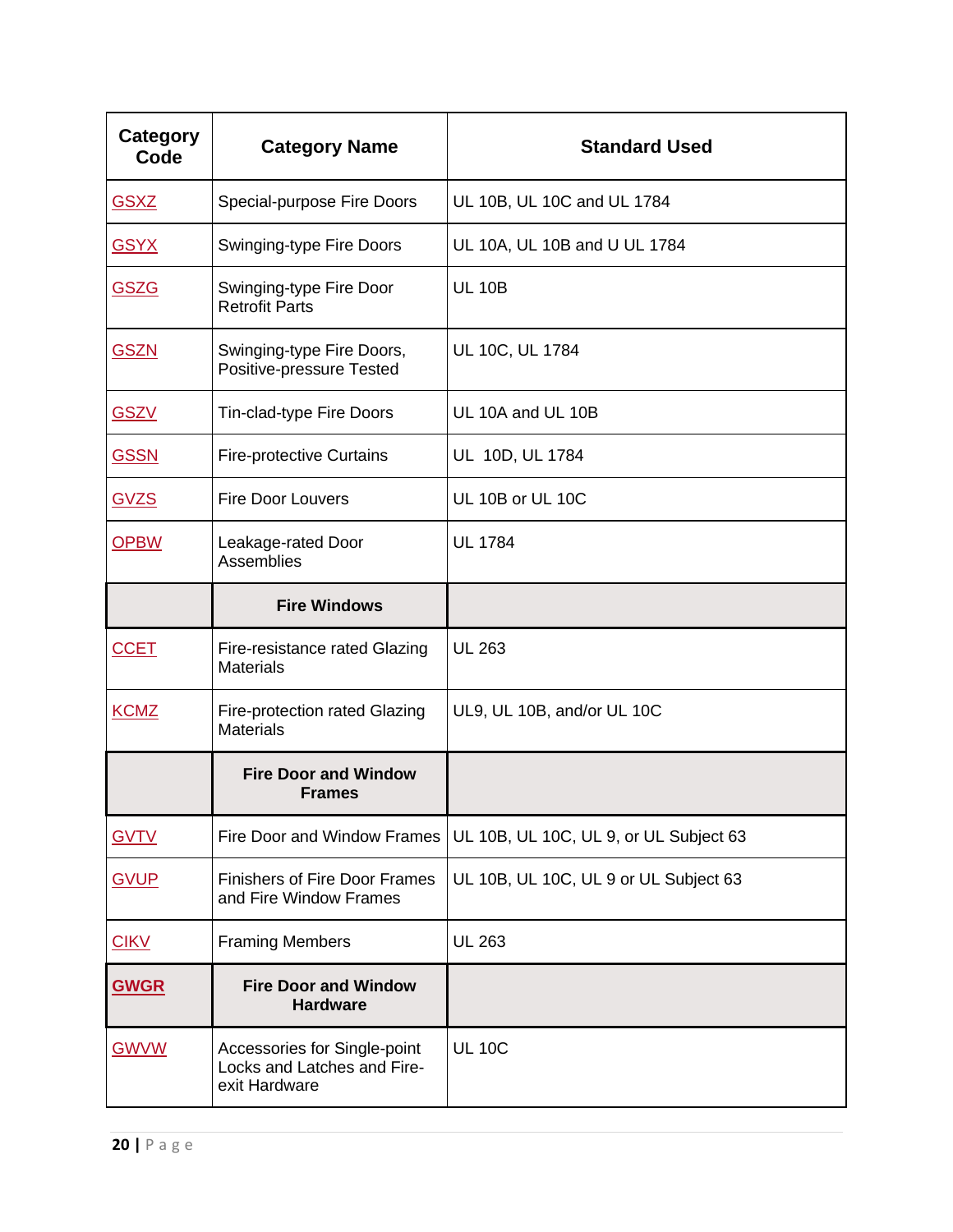| Category Code | Category Name | Standard Used |
|---|---|---|
| GSXZ | Special-purpose Fire Doors | UL 10B, UL 10C and UL 1784 |
| GSYX | Swinging-type Fire Doors | UL 10A, UL 10B and U UL 1784 |
| GSZG | Swinging-type Fire Door Retrofit Parts | UL 10B |
| GSZN | Swinging-type Fire Doors, Positive-pressure Tested | UL 10C, UL 1784 |
| GSZV | Tin-clad-type Fire Doors | UL 10A and UL 10B |
| GSSN | Fire-protective Curtains | UL 10D, UL 1784 |
| GVZS | Fire Door Louvers | UL 10B or UL 10C |
| OPBW | Leakage-rated Door Assemblies | UL 1784 |
| | **Fire Windows** | |
| CCET | Fire-resistance rated Glazing Materials | UL 263 |
| KCMZ | Fire-protection rated Glazing Materials | UL9, UL 10B, and/or UL 10C |
| | **Fire Door and Window Frames** | |
| GVTV | Fire Door and Window Frames | UL 10B, UL 10C, UL 9, or UL Subject 63 |
| GVUP | Finishers of Fire Door Frames and Fire Window Frames | UL 10B, UL 10C, UL 9 or UL Subject 63 |
| CIKV | Framing Members | UL 263 |
| **GWGR** | **Fire Door and Window Hardware** | |
| GWVW | Accessories for Single-point Locks and Latches and Fire-exit Hardware | UL 10C |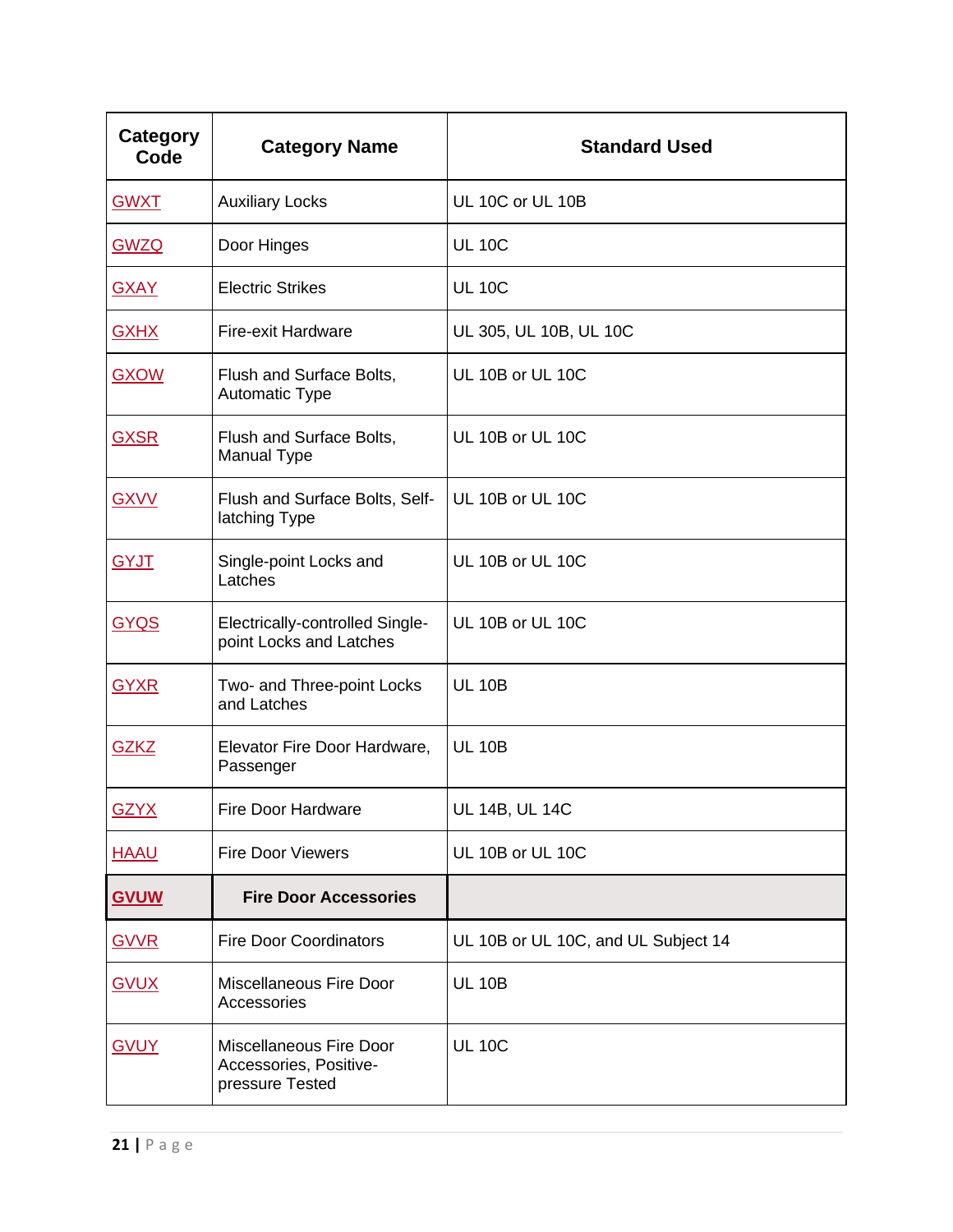| Category Code | Category Name | Standard Used |
| --- | --- | --- |
| GWXT | Auxiliary Locks | UL 10C or UL 10B |
| GWZQ | Door Hinges | UL 10C |
| GXAY | Electric Strikes | UL 10C |
| GXHX | Fire-exit Hardware | UL 305, UL 10B, UL 10C |
| GXOW | Flush and Surface Bolts, Automatic Type | UL 10B or UL 10C |
| GXSR | Flush and Surface Bolts, Manual Type | UL 10B or UL 10C |
| GXVV | Flush and Surface Bolts, Self-latching Type | UL 10B or UL 10C |
| GYJT | Single-point Locks and Latches | UL 10B or UL 10C |
| GYQS | Electrically-controlled Single-point Locks and Latches | UL 10B or UL 10C |
| GYXR | Two- and Three-point Locks and Latches | UL 10B |
| GZKZ | Elevator Fire Door Hardware, Passenger | UL 10B |
| GZYX | Fire Door Hardware | UL 14B, UL 14C |
| HAAU | Fire Door Viewers | UL 10B or UL 10C |
| **GVUW** | **Fire Door Accessories** | |
| GVVR | Fire Door Coordinators | UL 10B or UL 10C, and UL Subject 14 |
| GVUX | Miscellaneous Fire Door Accessories | UL 10B |
| GVUY | Miscellaneous Fire Door Accessories, Positive-pressure Tested | UL 10C |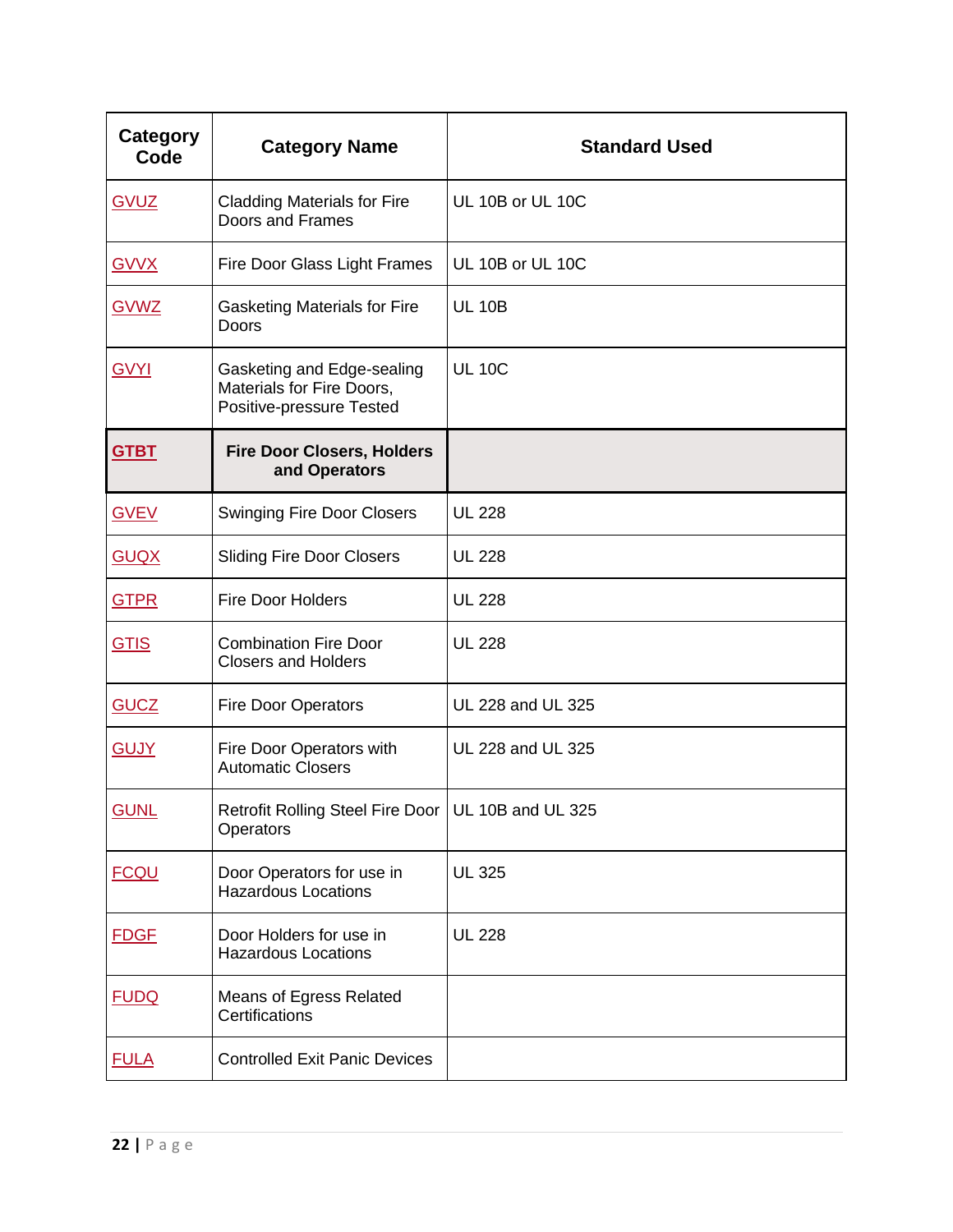| Category Code | Category Name | Standard Used |
|---|---|---|
| GVUZ | Cladding Materials for Fire Doors and Frames | UL 10B or UL 10C |
| GVVX | Fire Door Glass Light Frames | UL 10B or UL 10C |
| GVWZ | Gasketing Materials for Fire Doors | UL 10B |
| GVYI | Gasketing and Edge-sealing Materials for Fire Doors, Positive-pressure Tested | UL 10C |
| **GTBT** | **Fire Door Closers, Holders and Operators** | |
| GVEV | Swinging Fire Door Closers | UL 228 |
| GUQX | Sliding Fire Door Closers | UL 228 |
| GTPR | Fire Door Holders | UL 228 |
| GTIS | Combination Fire Door Closers and Holders | UL 228 |
| GUCZ | Fire Door Operators | UL 228 and UL 325 |
| GUJY | Fire Door Operators with Automatic Closers | UL 228 and UL 325 |
| GUNL | Retrofit Rolling Steel Fire Door Operators | UL 10B and UL 325 |
| FCQU | Door Operators for use in Hazardous Locations | UL 325 |
| FDGF | Door Holders for use in Hazardous Locations | UL 228 |
| FUDQ | Means of Egress Related Certifications | |
| FULA | Controlled Exit Panic Devices | |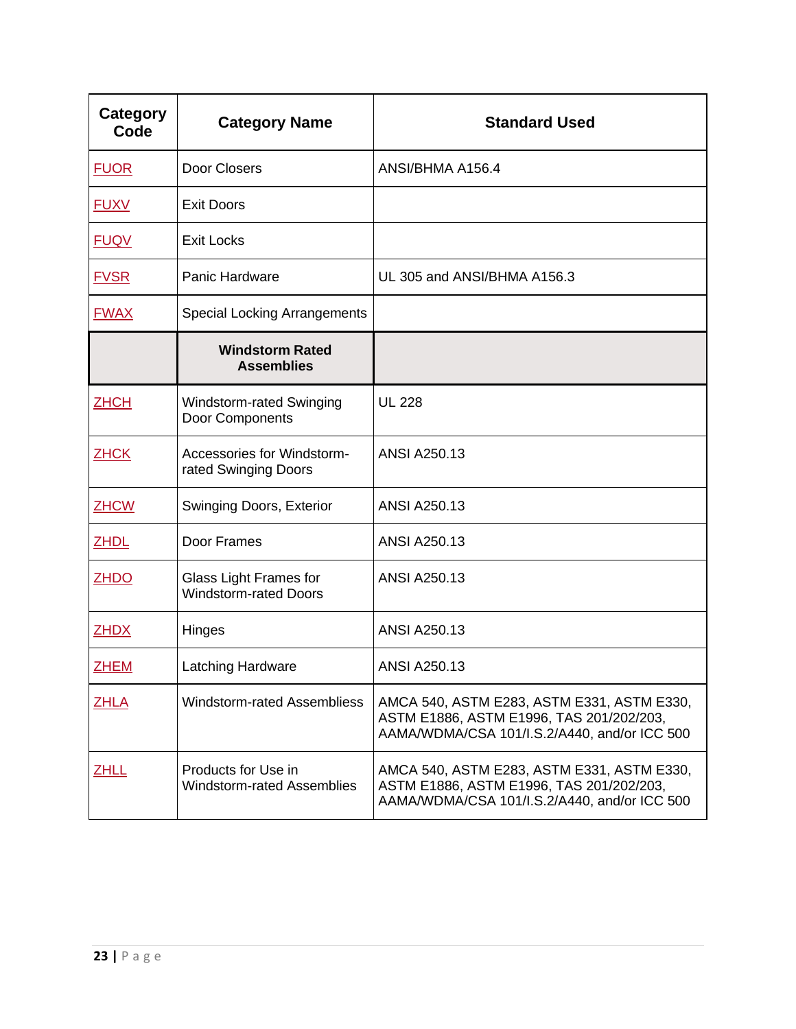| Category Code | Category Name | Standard Used |
|---|---|---|
| FUOR | Door Closers | ANSI/BHMA A156.4 |
| FUXV | Exit Doors | |
| FUQV | Exit Locks | |
| FVSR | Panic Hardware | UL 305 and ANSI/BHMA A156.3 |
| FWAX | Special Locking Arrangements | |
| | **Windstorm Rated Assemblies** | |
| ZHCH | Windstorm-rated Swinging Door Components | UL 228 |
| ZHCK | Accessories for Windstorm-rated Swinging Doors | ANSI A250.13 |
| ZHCW | Swinging Doors, Exterior | ANSI A250.13 |
| ZHDL | Door Frames | ANSI A250.13 |
| ZHDO | Glass Light Frames for Windstorm-rated Doors | ANSI A250.13 |
| ZHDX | Hinges | ANSI A250.13 |
| ZHEM | Latching Hardware | ANSI A250.13 |
| ZHLA | Windstorm-rated Assembliess | AMCA 540, ASTM E283, ASTM E331, ASTM E330, ASTM E1886, ASTM E1996, TAS 201/202/203, AAMA/WDMA/CSA 101/I.S.2/A440, and/or ICC 500 |
| ZHLL | Products for Use in Windstorm-rated Assemblies | AMCA 540, ASTM E283, ASTM E331, ASTM E330, ASTM E1886, ASTM E1996, TAS 201/202/203, AAMA/WDMA/CSA 101/I.S.2/A440, and/or ICC 500 |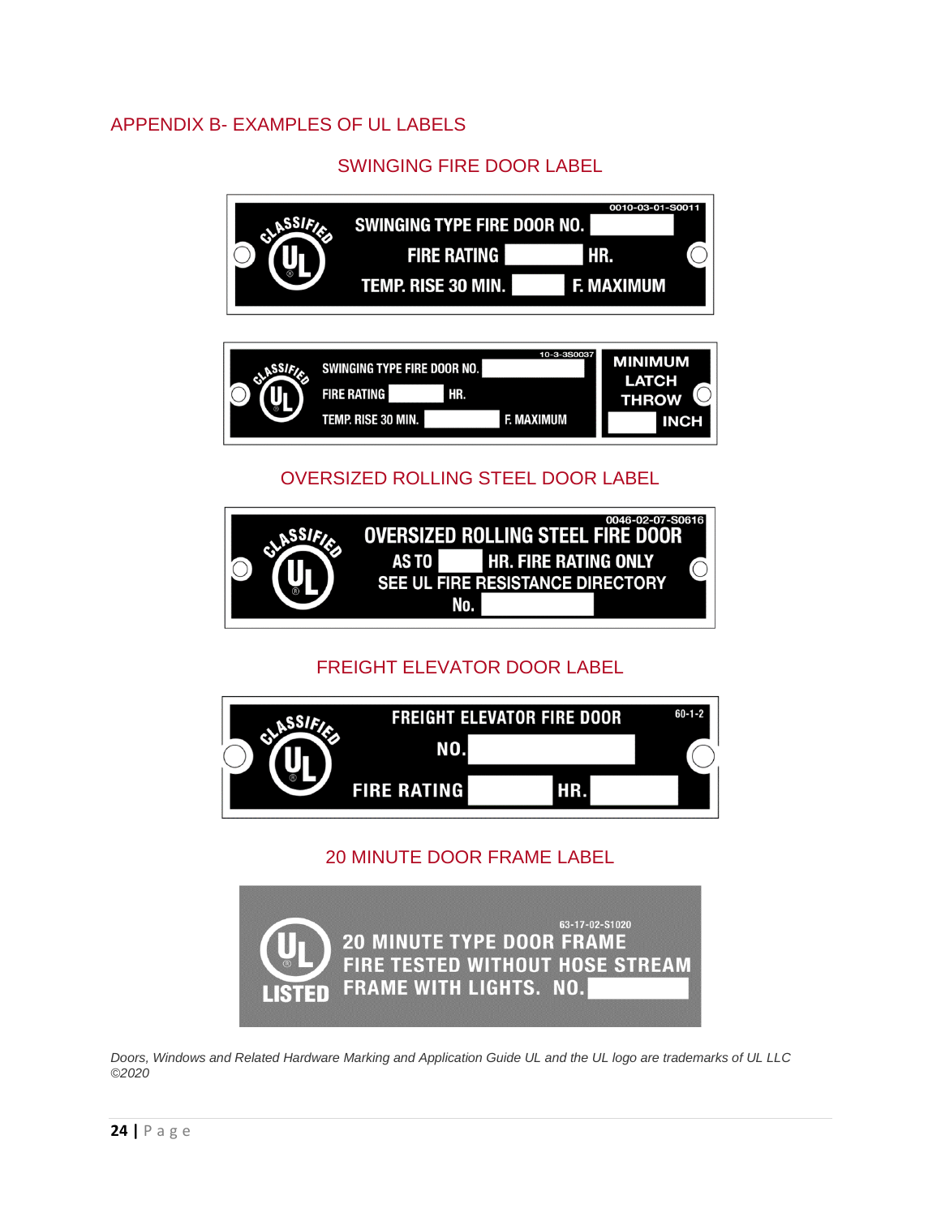## APPENDIX B- EXAMPLES OF UL LABELS

### SWINGING FIRE DOOR LABEL

CLASSIFIED UL ®

0010-03-01-S0011

SWINGING TYPE FIRE DOOR NO.

FIRE RATING HR.

TEMP. RISE 30 MIN. F. MAXIMUM

CLASSIFIED UL ®

10-3-3S0037

SWINGING TYPE FIRE DOOR NO.

FIRE RATING HR.

TEMP. RISE 30 MIN. F. MAXIMUM

MINIMUM LATCH THROW INCH

### OVERSIZED ROLLING STEEL DOOR LABEL

CLASSIFIED UL ®

0046-02-07-S0616

OVERSIZED ROLLING STEEL FIRE DOOR

AS TO HR. FIRE RATING ONLY

SEE UL FIRE RESISTANCE DIRECTORY

No.

### FREIGHT ELEVATOR DOOR LABEL

CLASSIFIED UL ®

FREIGHT ELEVATOR FIRE DOOR

60-1-2

NO.

FIRE RATING HR.

### 20 MINUTE DOOR FRAME LABEL

UL ® LISTED

63-17-02-S1020

20 MINUTE TYPE DOOR FRAME

FIRE TESTED WITHOUT HOSE STREAM

FRAME WITH LIGHTS. NO.

*Doors, Windows and Related Hardware Marking and Application Guide UL and the UL logo are trademarks of UL LLC ©2020*